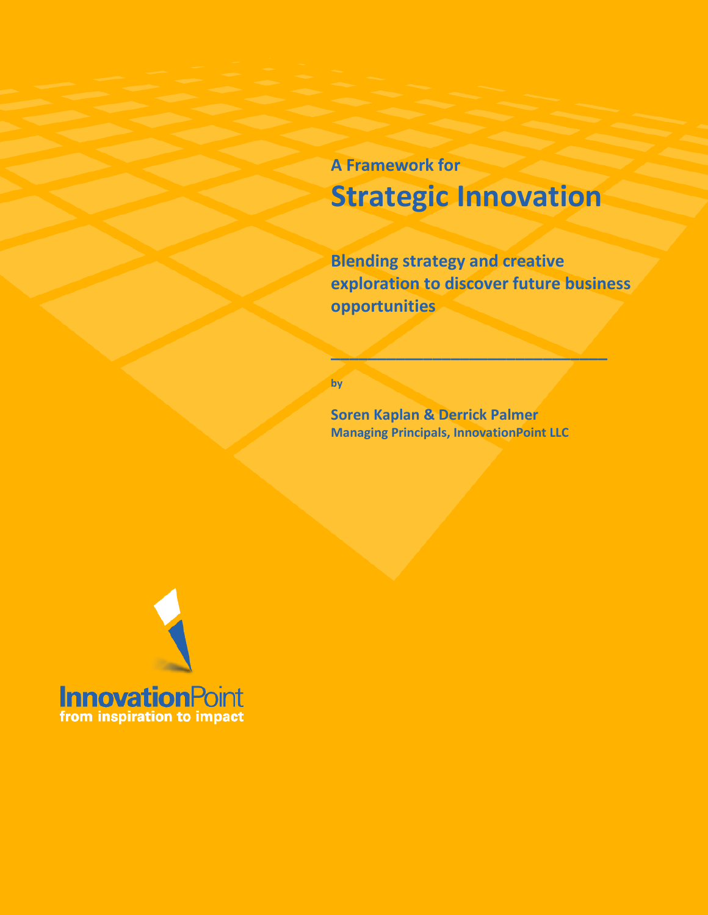A Framework for

# Strategic Innovation

**Blending strategy and creative exploration to discover future business opportunities**

by

**Soren Kaplan & Derrick Palmer**

**Managing Principals, InnovationPoint LLC**

InnovationPoint

from inspiration to impact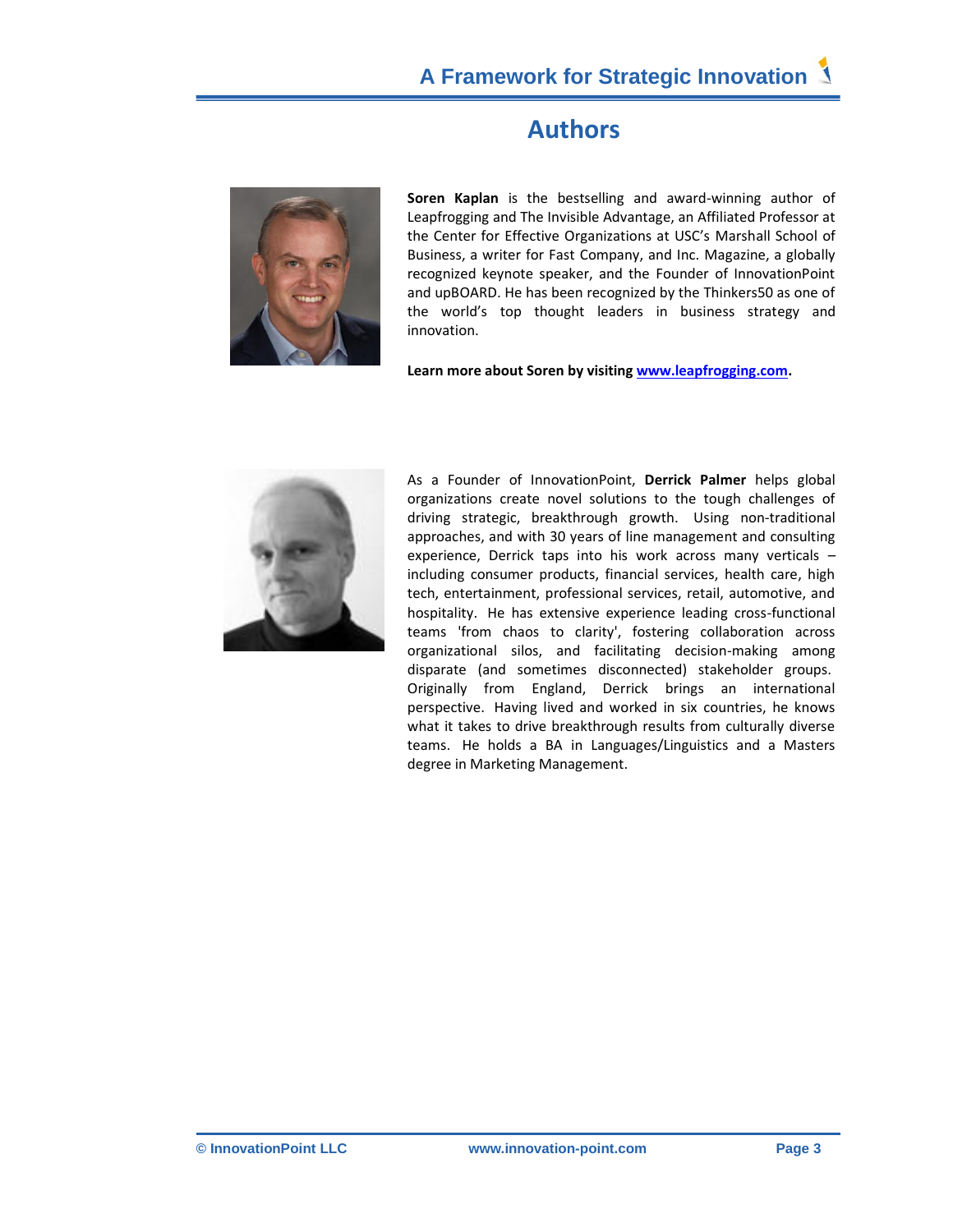# Authors

**Soren Kaplan** is the bestselling and award-winning author of Leapfrogging and The Invisible Advantage, an Affiliated Professor at the Center for Effective Organizations at USC's Marshall School of Business, a writer for Fast Company, and Inc. Magazine, a globally recognized keynote speaker, and the Founder of InnovationPoint and upBOARD. He has been recognized by the Thinkers50 as one of the world's top thought leaders in business strategy and innovation.

**Learn more about Soren by visiting [www.leapfrogging.com](http://www.leapfrogging.com).**

As a Founder of InnovationPoint, **Derrick Palmer** helps global organizations create novel solutions to the tough challenges of driving strategic, breakthrough growth. Using non-traditional approaches, and with 30 years of line management and consulting experience, Derrick taps into his work across many verticals – including consumer products, financial services, health care, high tech, entertainment, professional services, retail, automotive, and hospitality. He has extensive experience leading cross-functional teams 'from chaos to clarity', fostering collaboration across organizational silos, and facilitating decision-making among disparate (and sometimes disconnected) stakeholder groups. Originally from England, Derrick brings an international perspective. Having lived and worked in six countries, he knows what it takes to drive breakthrough results from culturally diverse teams. He holds a BA in Languages/Linguistics and a Masters degree in Marketing Management.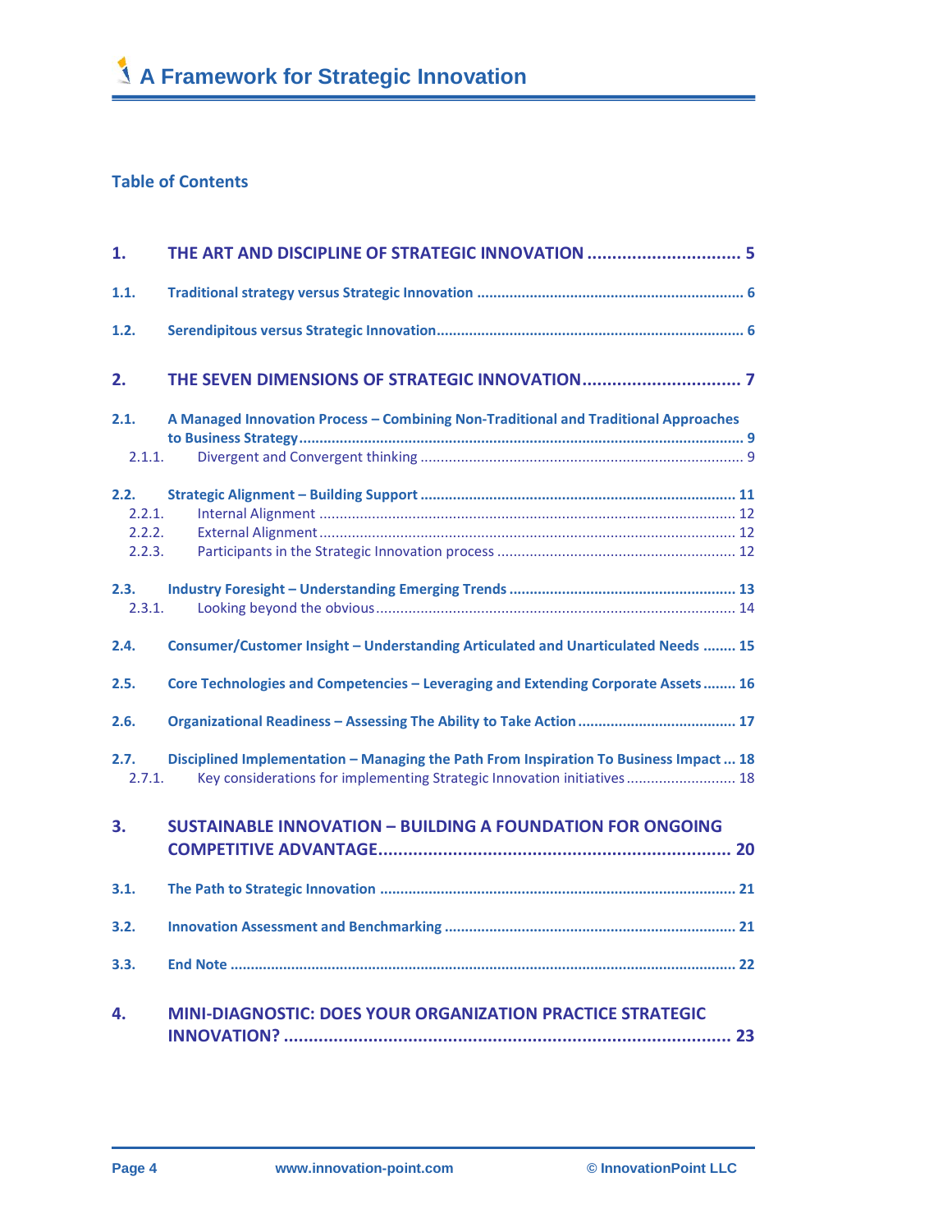## Table of Contents

- **1. THE ART AND DISCIPLINE OF STRATEGIC INNOVATION .............................. 5**
  - **1.1. Traditional strategy versus Strategic Innovation ........................................................ 6**
  - **1.2. Serendipitous versus Strategic Innovation................................................................... 6**
- **2. THE SEVEN DIMENSIONS OF STRATEGIC INNOVATION................................ 7**
  - **2.1. A Managed Innovation Process – Combining Non-Traditional and Traditional Approaches to Business Strategy.......................................................................................................... 9**
    - 2.1.1. Divergent and Convergent thinking ............................................................................... 9
  - **2.2. Strategic Alignment – Building Support ........................................................................ 11**
    - 2.2.1. Internal Alignment ...................................................................................................... 12
    - 2.2.2. External Alignment...................................................................................................... 12
    - 2.2.3. Participants in the Strategic Innovation process .......................................................... 12
  - **2.3. Industry Foresight – Understanding Emerging Trends ................................................... 13**
    - 2.3.1. Looking beyond the obvious........................................................................................ 14
  - **2.4. Consumer/Customer Insight – Understanding Articulated and Unarticulated Needs ........ 15**
  - **2.5. Core Technologies and Competencies – Leveraging and Extending Corporate Assets........ 16**
  - **2.6. Organizational Readiness – Assessing The Ability to Take Action ...................................... 17**
  - **2.7. Disciplined Implementation – Managing the Path From Inspiration To Business Impact ... 18**
    - 2.7.1. Key considerations for implementing Strategic Innovation initiatives .......................... 18
- **3. SUSTAINABLE INNOVATION – BUILDING A FOUNDATION FOR ONGOING COMPETITIVE ADVANTAGE...................................................................... 20**
  - **3.1. The Path to Strategic Innovation ..................................................................................... 21**
  - **3.2. Innovation Assessment and Benchmarking ...................................................................... 21**
  - **3.3. End Note .......................................................................................................................... 22**
- **4. MINI-DIAGNOSTIC: DOES YOUR ORGANIZATION PRACTICE STRATEGIC INNOVATION? ........................................................................................ 23**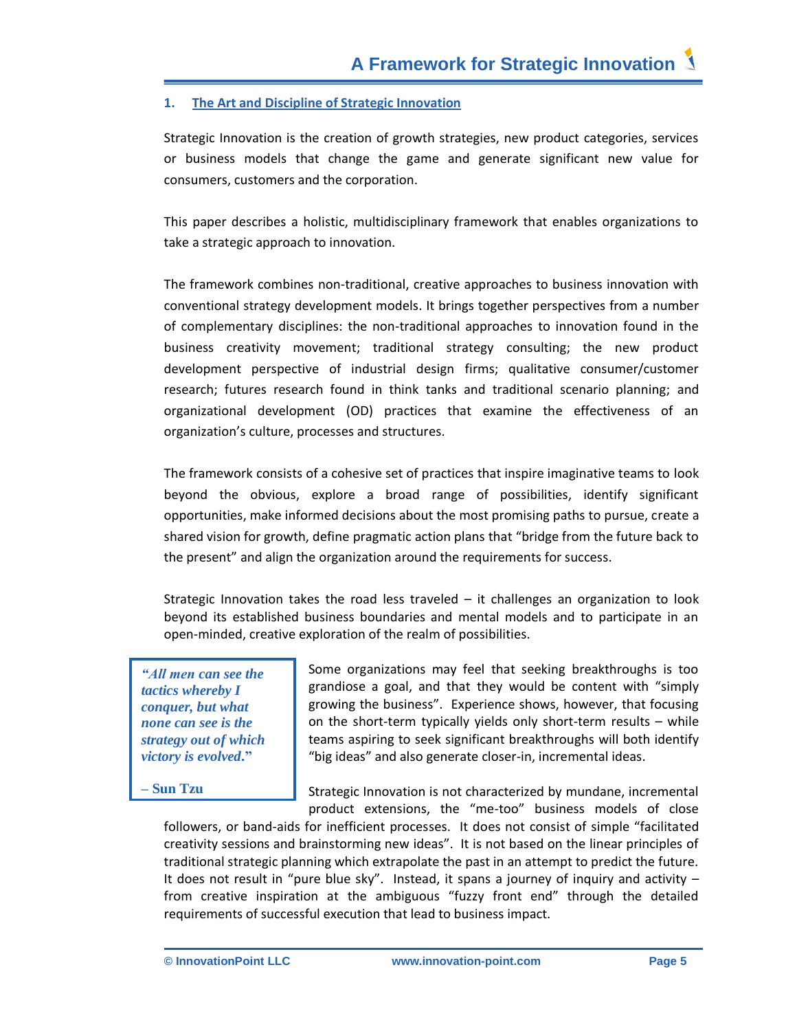## 1. The Art and Discipline of Strategic Innovation

Strategic Innovation is the creation of growth strategies, new product categories, services or business models that change the game and generate significant new value for consumers, customers and the corporation.

This paper describes a holistic, multidisciplinary framework that enables organizations to take a strategic approach to innovation.

The framework combines non-traditional, creative approaches to business innovation with conventional strategy development models. It brings together perspectives from a number of complementary disciplines: the non-traditional approaches to innovation found in the business creativity movement; traditional strategy consulting; the new product development perspective of industrial design firms; qualitative consumer/customer research; futures research found in think tanks and traditional scenario planning; and organizational development (OD) practices that examine the effectiveness of an organization's culture, processes and structures.

The framework consists of a cohesive set of practices that inspire imaginative teams to look beyond the obvious, explore a broad range of possibilities, identify significant opportunities, make informed decisions about the most promising paths to pursue, create a shared vision for growth, define pragmatic action plans that "bridge from the future back to the present" and align the organization around the requirements for success.

Strategic Innovation takes the road less traveled – it challenges an organization to look beyond its established business boundaries and mental models and to participate in an open-minded, creative exploration of the realm of possibilities.

> ***"All men can see the tactics whereby I conquer, but what none can see is the strategy out of which victory is evolved."***
>
> **– Sun Tzu**

Some organizations may feel that seeking breakthroughs is too grandiose a goal, and that they would be content with "simply growing the business". Experience shows, however, that focusing on the short-term typically yields only short-term results – while teams aspiring to seek significant breakthroughs will both identify "big ideas" and also generate closer-in, incremental ideas.

Strategic Innovation is not characterized by mundane, incremental product extensions, the "me-too" business models of close followers, or band-aids for inefficient processes. It does not consist of simple "facilitated creativity sessions and brainstorming new ideas". It is not based on the linear principles of traditional strategic planning which extrapolate the past in an attempt to predict the future. It does not result in "pure blue sky". Instead, it spans a journey of inquiry and activity – from creative inspiration at the ambiguous "fuzzy front end" through the detailed requirements of successful execution that lead to business impact.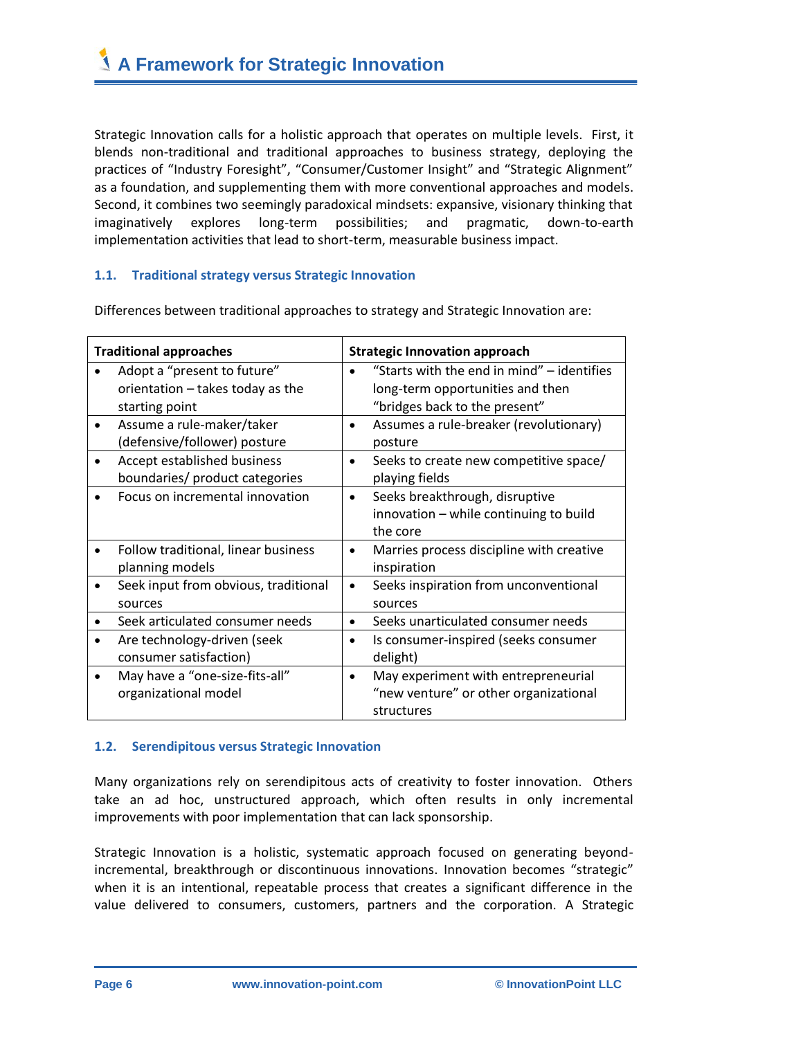# A Framework for Strategic Innovation

Strategic Innovation calls for a holistic approach that operates on multiple levels. First, it blends non-traditional and traditional approaches to business strategy, deploying the practices of "Industry Foresight", "Consumer/Customer Insight" and "Strategic Alignment" as a foundation, and supplementing them with more conventional approaches and models. Second, it combines two seemingly paradoxical mindsets: expansive, visionary thinking that imaginatively explores long-term possibilities; and pragmatic, down-to-earth implementation activities that lead to short-term, measurable business impact.

### 1.1. Traditional strategy versus Strategic Innovation

Differences between traditional approaches to strategy and Strategic Innovation are:

| Traditional approaches | Strategic Innovation approach |
|---|---|
| • Adopt a "present to future" orientation – takes today as the starting point | • "Starts with the end in mind" – identifies long-term opportunities and then "bridges back to the present" |
| • Assume a rule-maker/taker (defensive/follower) posture | • Assumes a rule-breaker (revolutionary) posture |
| • Accept established business boundaries/ product categories | • Seeks to create new competitive space/ playing fields |
| • Focus on incremental innovation | • Seeks breakthrough, disruptive innovation – while continuing to build the core |
| • Follow traditional, linear business planning models | • Marries process discipline with creative inspiration |
| • Seek input from obvious, traditional sources | • Seeks inspiration from unconventional sources |
| • Seek articulated consumer needs | • Seeks unarticulated consumer needs |
| • Are technology-driven (seek consumer satisfaction) | • Is consumer-inspired (seeks consumer delight) |
| • May have a "one-size-fits-all" organizational model | • May experiment with entrepreneurial "new venture" or other organizational structures |

### 1.2. Serendipitous versus Strategic Innovation

Many organizations rely on serendipitous acts of creativity to foster innovation. Others take an ad hoc, unstructured approach, which often results in only incremental improvements with poor implementation that can lack sponsorship.

Strategic Innovation is a holistic, systematic approach focused on generating beyond-incremental, breakthrough or discontinuous innovations. Innovation becomes "strategic" when it is an intentional, repeatable process that creates a significant difference in the value delivered to consumers, customers, partners and the corporation. A Strategic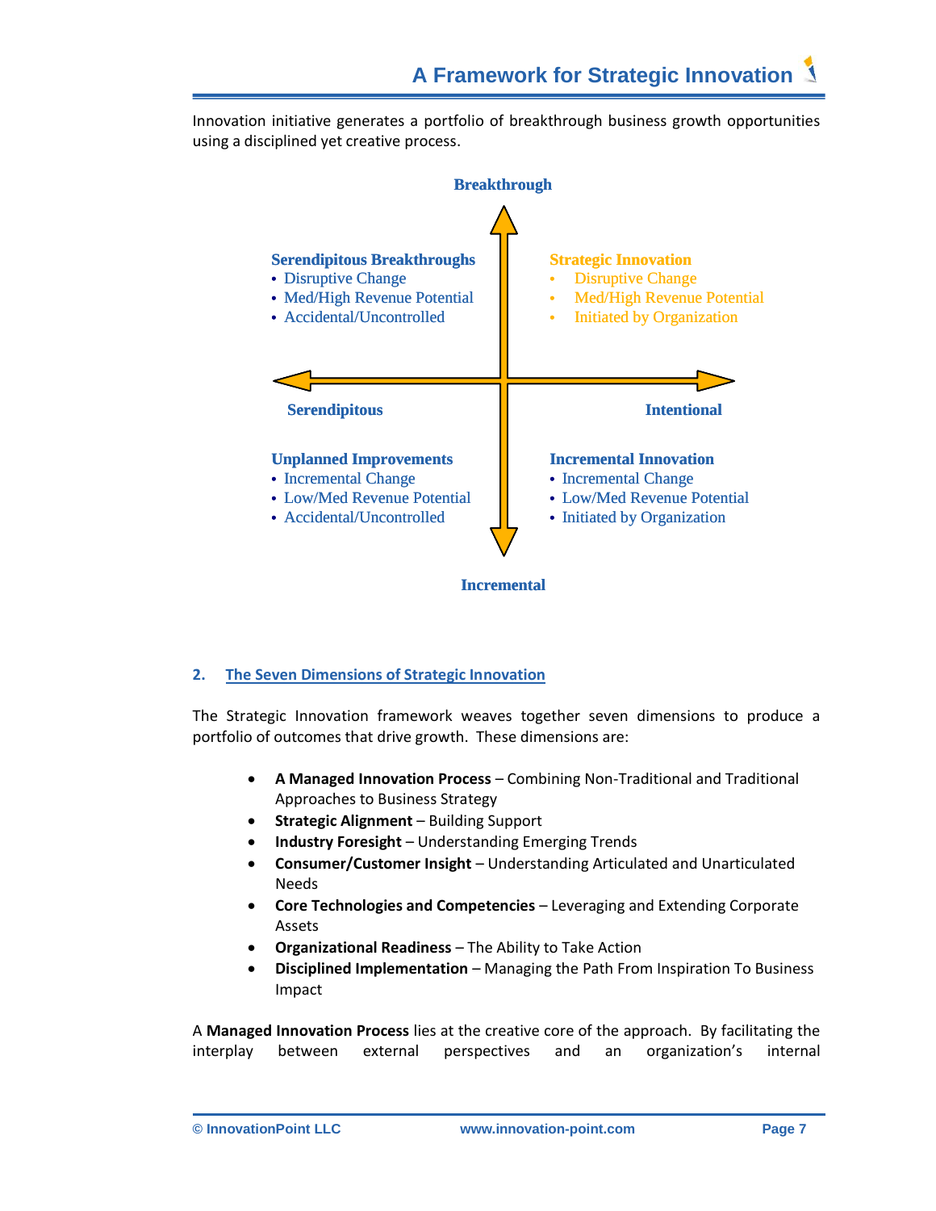Innovation initiative generates a portfolio of breakthrough business growth opportunities using a disciplined yet creative process.

**Breakthrough**

**Serendipitous Breakthroughs**
- Disruptive Change
- Med/High Revenue Potential
- Accidental/Uncontrolled

**Strategic Innovation**
- Disruptive Change
- Med/High Revenue Potential
- Initiated by Organization

**Serendipitous**

**Intentional**

**Unplanned Improvements**
- Incremental Change
- Low/Med Revenue Potential
- Accidental/Uncontrolled

**Incremental Innovation**
- Incremental Change
- Low/Med Revenue Potential
- Initiated by Organization

**Incremental**

## 2. The Seven Dimensions of Strategic Innovation

The Strategic Innovation framework weaves together seven dimensions to produce a portfolio of outcomes that drive growth. These dimensions are:

- **A Managed Innovation Process** – Combining Non-Traditional and Traditional Approaches to Business Strategy
- **Strategic Alignment** – Building Support
- **Industry Foresight** – Understanding Emerging Trends
- **Consumer/Customer Insight** – Understanding Articulated and Unarticulated Needs
- **Core Technologies and Competencies** – Leveraging and Extending Corporate Assets
- **Organizational Readiness** – The Ability to Take Action
- **Disciplined Implementation** – Managing the Path From Inspiration To Business Impact

A **Managed Innovation Process** lies at the creative core of the approach. By facilitating the interplay between external perspectives and an organization's internal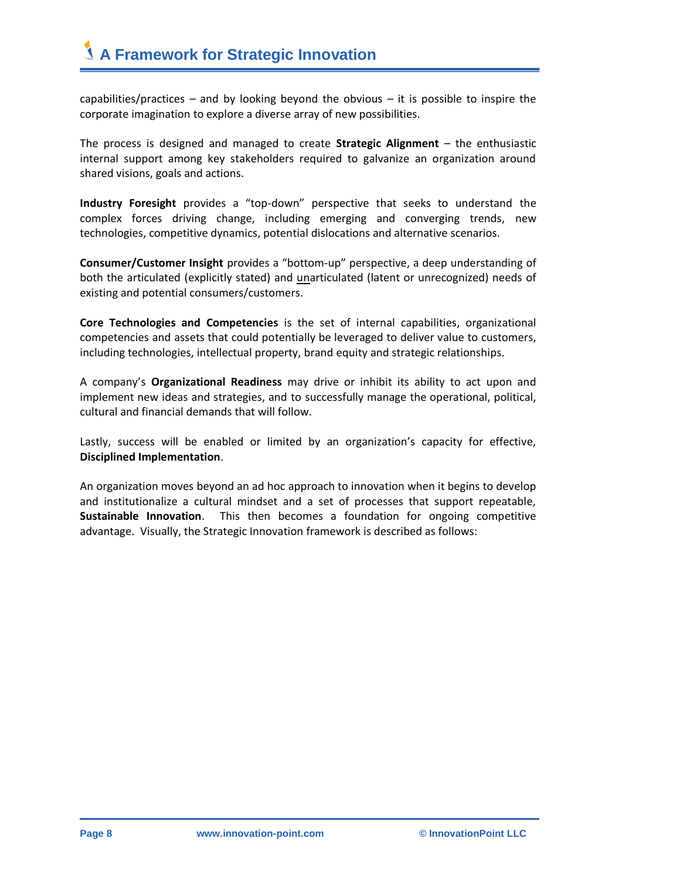capabilities/practices – and by looking beyond the obvious – it is possible to inspire the corporate imagination to explore a diverse array of new possibilities.

The process is designed and managed to create **Strategic Alignment** – the enthusiastic internal support among key stakeholders required to galvanize an organization around shared visions, goals and actions.

**Industry Foresight** provides a "top-down" perspective that seeks to understand the complex forces driving change, including emerging and converging trends, new technologies, competitive dynamics, potential dislocations and alternative scenarios.

**Consumer/Customer Insight** provides a "bottom-up" perspective, a deep understanding of both the articulated (explicitly stated) and <u>un</u>articulated (latent or unrecognized) needs of existing and potential consumers/customers.

**Core Technologies and Competencies** is the set of internal capabilities, organizational competencies and assets that could potentially be leveraged to deliver value to customers, including technologies, intellectual property, brand equity and strategic relationships.

A company's **Organizational Readiness** may drive or inhibit its ability to act upon and implement new ideas and strategies, and to successfully manage the operational, political, cultural and financial demands that will follow.

Lastly, success will be enabled or limited by an organization's capacity for effective, **Disciplined Implementation**.

An organization moves beyond an ad hoc approach to innovation when it begins to develop and institutionalize a cultural mindset and a set of processes that support repeatable, **Sustainable Innovation**. This then becomes a foundation for ongoing competitive advantage. Visually, the Strategic Innovation framework is described as follows: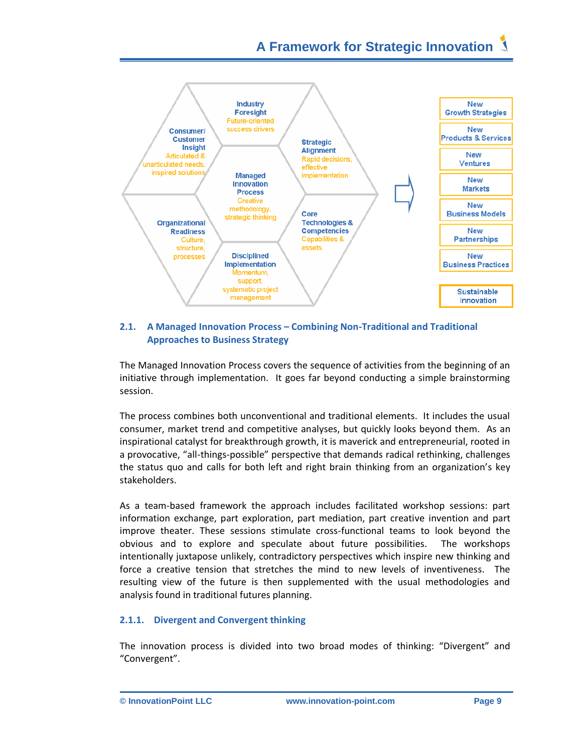Industry Foresight
Future-oriented success drivers

Consumer/ Customer Insight
Articulated & unarticulated needs, inspired solutions

Strategic Alignment
Rapid decisions, effective implementation

Managed Innovation Process
Creative methodology, strategic thinking

Organizational Readiness
Culture, structure, processes

Core Technologies & Competencies
Capabilities & assets

Disciplined Implementation
Momentum, support, systematic project management

- New Growth Strategies
- New Products & Services
- New Ventures
- New Markets
- New Business Models
- New Partnerships
- New Business Practices

Sustainable Innovation

## 2.1. A Managed Innovation Process – Combining Non-Traditional and Traditional Approaches to Business Strategy

The Managed Innovation Process covers the sequence of activities from the beginning of an initiative through implementation. It goes far beyond conducting a simple brainstorming session.

The process combines both unconventional and traditional elements. It includes the usual consumer, market trend and competitive analyses, but quickly looks beyond them. As an inspirational catalyst for breakthrough growth, it is maverick and entrepreneurial, rooted in a provocative, "all-things-possible" perspective that demands radical rethinking, challenges the status quo and calls for both left and right brain thinking from an organization's key stakeholders.

As a team-based framework the approach includes facilitated workshop sessions: part information exchange, part exploration, part mediation, part creative invention and part improve theater. These sessions stimulate cross-functional teams to look beyond the obvious and to explore and speculate about future possibilities. The workshops intentionally juxtapose unlikely, contradictory perspectives which inspire new thinking and force a creative tension that stretches the mind to new levels of inventiveness. The resulting view of the future is then supplemented with the usual methodologies and analysis found in traditional futures planning.

### 2.1.1. Divergent and Convergent thinking

The innovation process is divided into two broad modes of thinking: "Divergent" and "Convergent".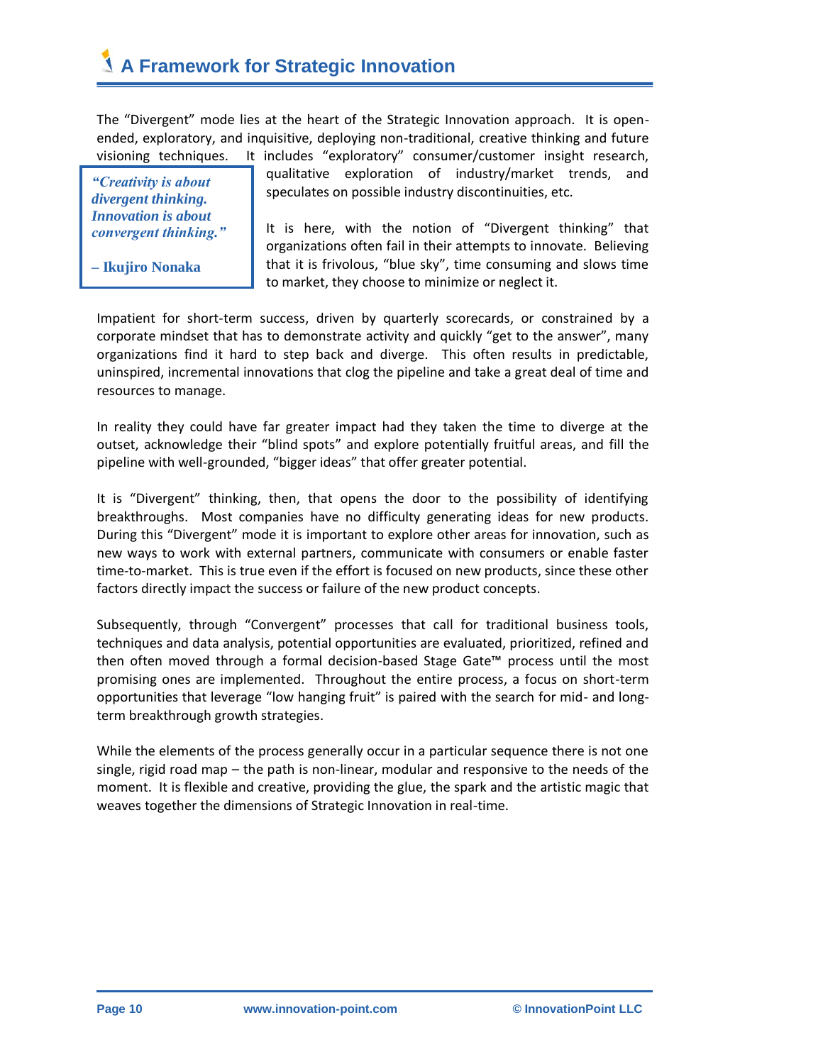The “Divergent” mode lies at the heart of the Strategic Innovation approach. It is open-ended, exploratory, and inquisitive, deploying non-traditional, creative thinking and future visioning techniques. It includes “exploratory” consumer/customer insight research, qualitative exploration of industry/market trends, and speculates on possible industry discontinuities, etc.

> ***“Creativity is about divergent thinking. Innovation is about convergent thinking.”***
>
> **– Ikujiro Nonaka**

It is here, with the notion of “Divergent thinking” that organizations often fail in their attempts to innovate. Believing that it is frivolous, “blue sky”, time consuming and slows time to market, they choose to minimize or neglect it.

Impatient for short-term success, driven by quarterly scorecards, or constrained by a corporate mindset that has to demonstrate activity and quickly “get to the answer”, many organizations find it hard to step back and diverge. This often results in predictable, uninspired, incremental innovations that clog the pipeline and take a great deal of time and resources to manage.

In reality they could have far greater impact had they taken the time to diverge at the outset, acknowledge their “blind spots” and explore potentially fruitful areas, and fill the pipeline with well-grounded, “bigger ideas” that offer greater potential.

It is “Divergent” thinking, then, that opens the door to the possibility of identifying breakthroughs. Most companies have no difficulty generating ideas for new products. During this “Divergent” mode it is important to explore other areas for innovation, such as new ways to work with external partners, communicate with consumers or enable faster time-to-market. This is true even if the effort is focused on new products, since these other factors directly impact the success or failure of the new product concepts.

Subsequently, through “Convergent” processes that call for traditional business tools, techniques and data analysis, potential opportunities are evaluated, prioritized, refined and then often moved through a formal decision-based Stage Gate™ process until the most promising ones are implemented. Throughout the entire process, a focus on short-term opportunities that leverage “low hanging fruit” is paired with the search for mid- and long-term breakthrough growth strategies.

While the elements of the process generally occur in a particular sequence there is not one single, rigid road map – the path is non-linear, modular and responsive to the needs of the moment. It is flexible and creative, providing the glue, the spark and the artistic magic that weaves together the dimensions of Strategic Innovation in real-time.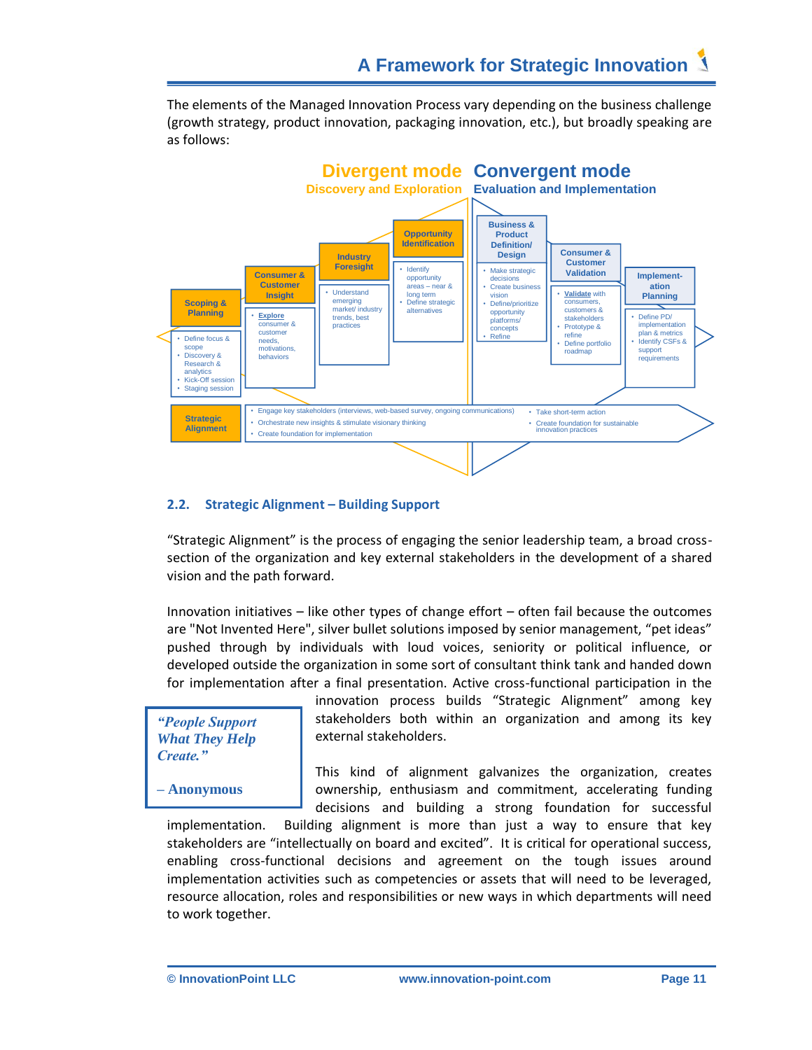The elements of the Managed Innovation Process vary depending on the business challenge (growth strategy, product innovation, packaging innovation, etc.), but broadly speaking are as follows:

**Divergent mode** — Discovery and Exploration

**Convergent mode** — Evaluation and Implementation

**Scoping & Planning**
- Define focus & scope
- Discovery & Research & analytics
- Kick-Off session
- Staging session

**Consumer & Customer Insight**
- Explore consumer & customer needs, motivations, behaviors

**Industry Foresight**
- Understand emerging market/ industry trends, best practices

**Opportunity Identification**
- Identify opportunity areas – near & long term
- Define strategic alternatives

**Business & Product Definition/ Design**
- Make strategic decisions
- Create business vision
- Define/prioritize opportunity platforms/ concepts
- Refine

**Consumer & Customer Validation**
- Validate with consumers, customers & stakeholders
- Prototype & refine
- Define portfolio roadmap

**Implementation Planning**
- Define PD/ implementation plan & metrics
- Identify CSFs & support requirements

**Strategic Alignment**
- Engage key stakeholders (interviews, web-based survey, ongoing communications)
- Orchestrate new insights & stimulate visionary thinking
- Create foundation for implementation
- Take short-term action
- Create foundation for sustainable innovation practices

## 2.2. Strategic Alignment – Building Support

"Strategic Alignment" is the process of engaging the senior leadership team, a broad cross-section of the organization and key external stakeholders in the development of a shared vision and the path forward.

Innovation initiatives – like other types of change effort – often fail because the outcomes are "Not Invented Here", silver bullet solutions imposed by senior management, "pet ideas" pushed through by individuals with loud voices, seniority or political influence, or developed outside the organization in some sort of consultant think tank and handed down for implementation after a final presentation. Active cross-functional participation in the innovation process builds "Strategic Alignment" among key stakeholders both within an organization and among its key external stakeholders.

> ***"People Support What They Help Create."***
>
> **– Anonymous**

This kind of alignment galvanizes the organization, creates ownership, enthusiasm and commitment, accelerating funding decisions and building a strong foundation for successful implementation. Building alignment is more than just a way to ensure that key stakeholders are "intellectually on board and excited". It is critical for operational success, enabling cross-functional decisions and agreement on the tough issues around implementation activities such as competencies or assets that will need to be leveraged, resource allocation, roles and responsibilities or new ways in which departments will need to work together.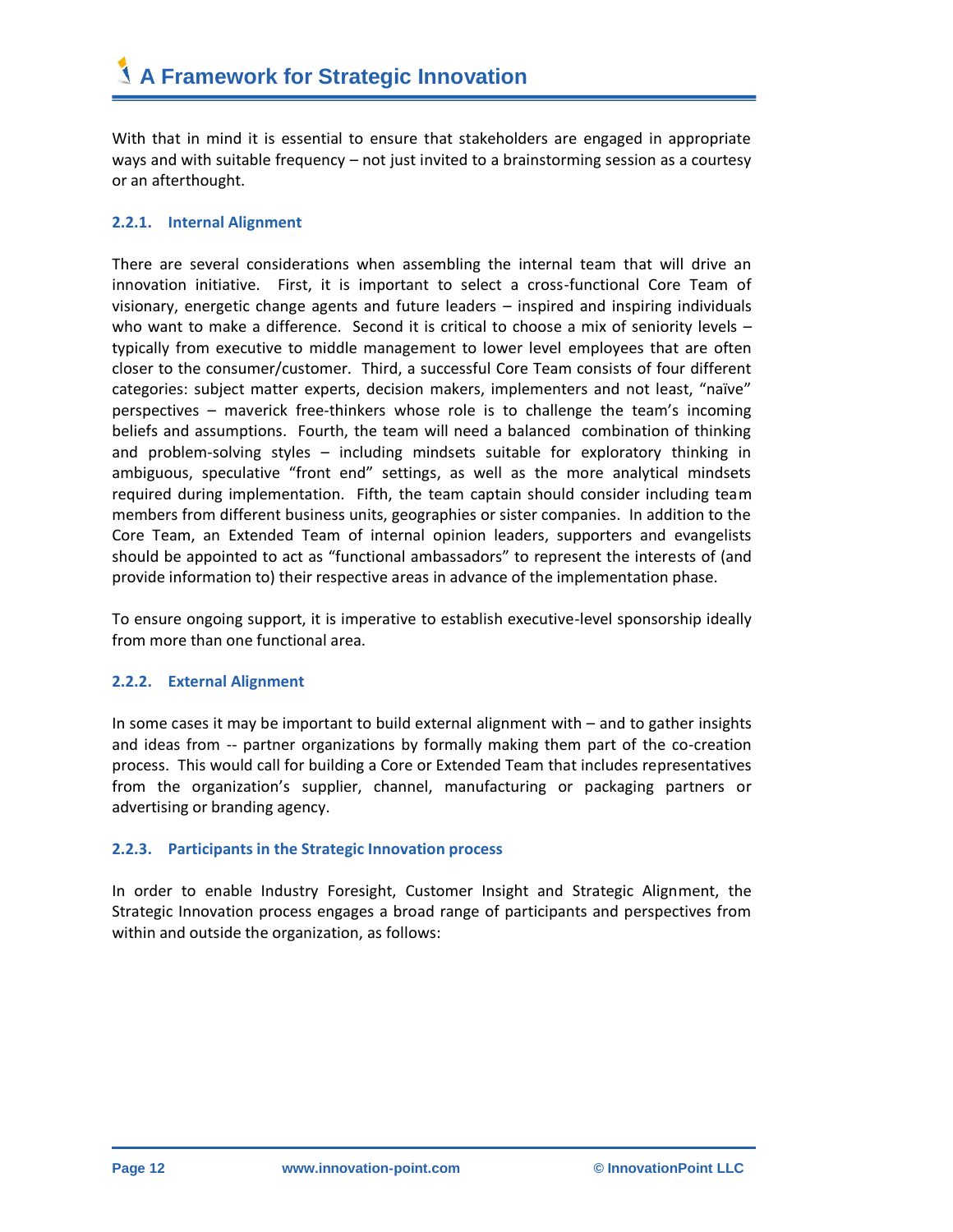With that in mind it is essential to ensure that stakeholders are engaged in appropriate ways and with suitable frequency – not just invited to a brainstorming session as a courtesy or an afterthought.

### 2.2.1. Internal Alignment

There are several considerations when assembling the internal team that will drive an innovation initiative. First, it is important to select a cross-functional Core Team of visionary, energetic change agents and future leaders – inspired and inspiring individuals who want to make a difference. Second it is critical to choose a mix of seniority levels – typically from executive to middle management to lower level employees that are often closer to the consumer/customer. Third, a successful Core Team consists of four different categories: subject matter experts, decision makers, implementers and not least, "naïve" perspectives – maverick free-thinkers whose role is to challenge the team's incoming beliefs and assumptions. Fourth, the team will need a balanced combination of thinking and problem-solving styles – including mindsets suitable for exploratory thinking in ambiguous, speculative "front end" settings, as well as the more analytical mindsets required during implementation. Fifth, the team captain should consider including team members from different business units, geographies or sister companies. In addition to the Core Team, an Extended Team of internal opinion leaders, supporters and evangelists should be appointed to act as "functional ambassadors" to represent the interests of (and provide information to) their respective areas in advance of the implementation phase.

To ensure ongoing support, it is imperative to establish executive-level sponsorship ideally from more than one functional area.

### 2.2.2. External Alignment

In some cases it may be important to build external alignment with – and to gather insights and ideas from -- partner organizations by formally making them part of the co-creation process. This would call for building a Core or Extended Team that includes representatives from the organization's supplier, channel, manufacturing or packaging partners or advertising or branding agency.

### 2.2.3. Participants in the Strategic Innovation process

In order to enable Industry Foresight, Customer Insight and Strategic Alignment, the Strategic Innovation process engages a broad range of participants and perspectives from within and outside the organization, as follows: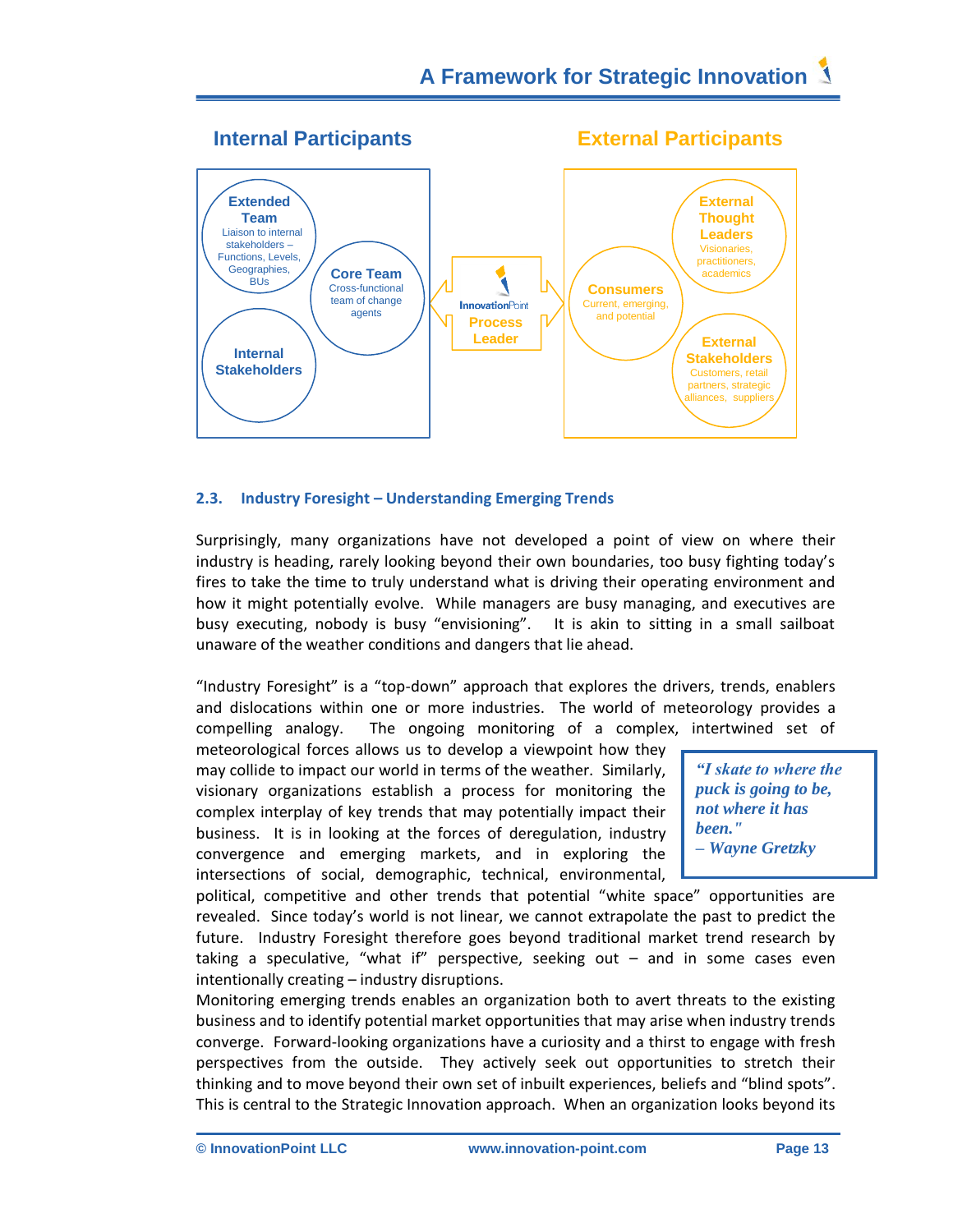**Internal Participants** | **External Participants**

**Extended Team** – Liaison to internal stakeholders – Functions, Levels, Geographies, BUs

**Core Team** – Cross-functional team of change agents

**Internal Stakeholders**

InnovationPoint **Process Leader**

**Consumers** – Current, emerging, and potential

**External Thought Leaders** – Visionaries, practitioners, academics

**External Stakeholders** – Customers, retail partners, strategic alliances, suppliers

### 2.3. Industry Foresight – Understanding Emerging Trends

Surprisingly, many organizations have not developed a point of view on where their industry is heading, rarely looking beyond their own boundaries, too busy fighting today's fires to take the time to truly understand what is driving their operating environment and how it might potentially evolve. While managers are busy managing, and executives are busy executing, nobody is busy "envisioning". It is akin to sitting in a small sailboat unaware of the weather conditions and dangers that lie ahead.

"Industry Foresight" is a "top-down" approach that explores the drivers, trends, enablers and dislocations within one or more industries. The world of meteorology provides a compelling analogy. The ongoing monitoring of a complex, intertwined set of meteorological forces allows us to develop a viewpoint how they may collide to impact our world in terms of the weather. Similarly, visionary organizations establish a process for monitoring the complex interplay of key trends that may potentially impact their business. It is in looking at the forces of deregulation, industry convergence and emerging markets, and in exploring the intersections of social, demographic, technical, environmental, political, competitive and other trends that potential "white space" opportunities are revealed. Since today's world is not linear, we cannot extrapolate the past to predict the future. Industry Foresight therefore goes beyond traditional market trend research by taking a speculative, "what if" perspective, seeking out – and in some cases even intentionally creating – industry disruptions.

> ***"I skate to where the puck is going to be, not where it has been."***
> ***– Wayne Gretzky***

Monitoring emerging trends enables an organization both to avert threats to the existing business and to identify potential market opportunities that may arise when industry trends converge. Forward-looking organizations have a curiosity and a thirst to engage with fresh perspectives from the outside. They actively seek out opportunities to stretch their thinking and to move beyond their own set of inbuilt experiences, beliefs and "blind spots". This is central to the Strategic Innovation approach. When an organization looks beyond its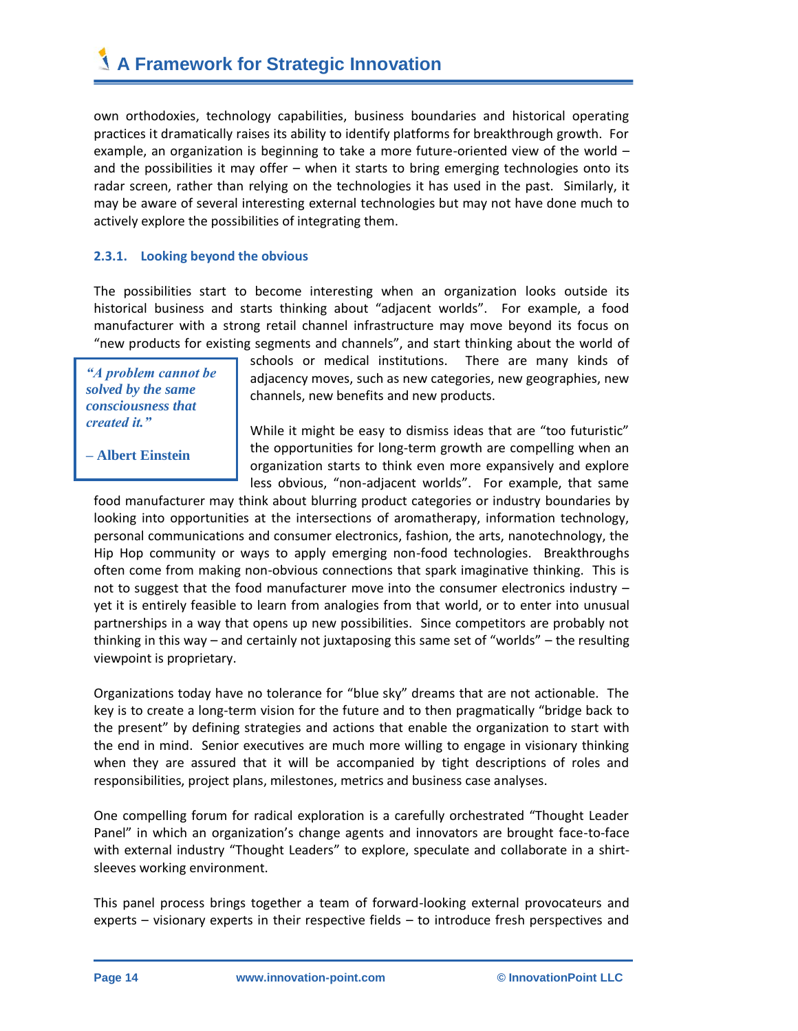own orthodoxies, technology capabilities, business boundaries and historical operating practices it dramatically raises its ability to identify platforms for breakthrough growth. For example, an organization is beginning to take a more future-oriented view of the world – and the possibilities it may offer – when it starts to bring emerging technologies onto its radar screen, rather than relying on the technologies it has used in the past. Similarly, it may be aware of several interesting external technologies but may not have done much to actively explore the possibilities of integrating them.

### 2.3.1. Looking beyond the obvious

The possibilities start to become interesting when an organization looks outside its historical business and starts thinking about "adjacent worlds". For example, a food manufacturer with a strong retail channel infrastructure may move beyond its focus on "new products for existing segments and channels", and start thinking about the world of schools or medical institutions. There are many kinds of adjacency moves, such as new categories, new geographies, new channels, new benefits and new products.

> ***"A problem cannot be solved by the same consciousness that created it."***
>
> **– Albert Einstein**

While it might be easy to dismiss ideas that are "too futuristic" the opportunities for long-term growth are compelling when an organization starts to think even more expansively and explore less obvious, "non-adjacent worlds". For example, that same food manufacturer may think about blurring product categories or industry boundaries by looking into opportunities at the intersections of aromatherapy, information technology, personal communications and consumer electronics, fashion, the arts, nanotechnology, the Hip Hop community or ways to apply emerging non-food technologies. Breakthroughs often come from making non-obvious connections that spark imaginative thinking. This is not to suggest that the food manufacturer move into the consumer electronics industry – yet it is entirely feasible to learn from analogies from that world, or to enter into unusual partnerships in a way that opens up new possibilities. Since competitors are probably not thinking in this way – and certainly not juxtaposing this same set of "worlds" – the resulting viewpoint is proprietary.

Organizations today have no tolerance for "blue sky" dreams that are not actionable. The key is to create a long-term vision for the future and to then pragmatically "bridge back to the present" by defining strategies and actions that enable the organization to start with the end in mind. Senior executives are much more willing to engage in visionary thinking when they are assured that it will be accompanied by tight descriptions of roles and responsibilities, project plans, milestones, metrics and business case analyses.

One compelling forum for radical exploration is a carefully orchestrated "Thought Leader Panel" in which an organization's change agents and innovators are brought face-to-face with external industry "Thought Leaders" to explore, speculate and collaborate in a shirt-sleeves working environment.

This panel process brings together a team of forward-looking external provocateurs and experts – visionary experts in their respective fields – to introduce fresh perspectives and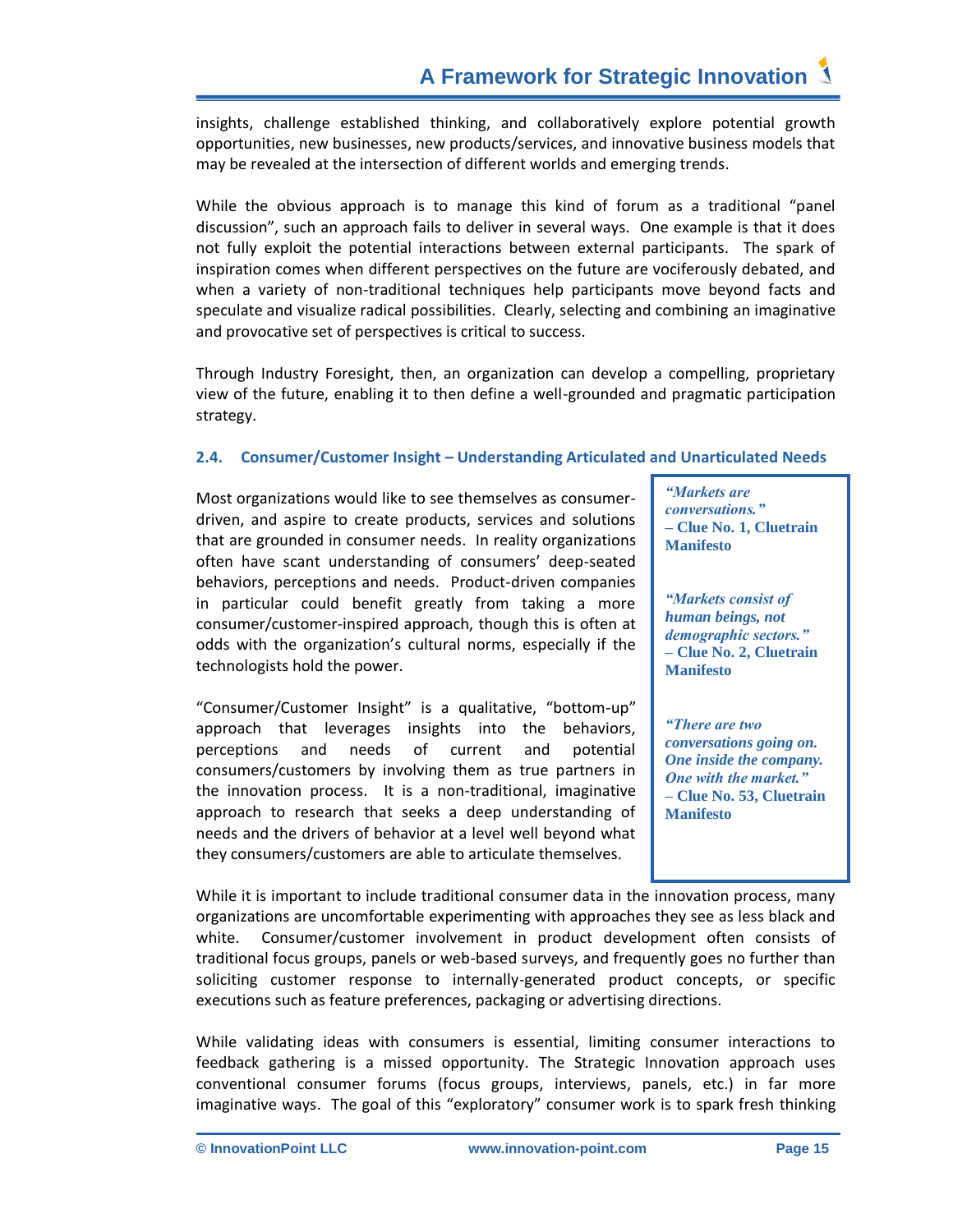insights, challenge established thinking, and collaboratively explore potential growth opportunities, new businesses, new products/services, and innovative business models that may be revealed at the intersection of different worlds and emerging trends.

While the obvious approach is to manage this kind of forum as a traditional "panel discussion", such an approach fails to deliver in several ways. One example is that it does not fully exploit the potential interactions between external participants. The spark of inspiration comes when different perspectives on the future are vociferously debated, and when a variety of non-traditional techniques help participants move beyond facts and speculate and visualize radical possibilities. Clearly, selecting and combining an imaginative and provocative set of perspectives is critical to success.

Through Industry Foresight, then, an organization can develop a compelling, proprietary view of the future, enabling it to then define a well-grounded and pragmatic participation strategy.

### 2.4. Consumer/Customer Insight – Understanding Articulated and Unarticulated Needs

Most organizations would like to see themselves as consumer-driven, and aspire to create products, services and solutions that are grounded in consumer needs. In reality organizations often have scant understanding of consumers' deep-seated behaviors, perceptions and needs. Product-driven companies in particular could benefit greatly from taking a more consumer/customer-inspired approach, though this is often at odds with the organization's cultural norms, especially if the technologists hold the power.

"Consumer/Customer Insight" is a qualitative, "bottom-up" approach that leverages insights into the behaviors, perceptions and needs of current and potential consumers/customers by involving them as true partners in the innovation process. It is a non-traditional, imaginative approach to research that seeks a deep understanding of needs and the drivers of behavior at a level well beyond what they consumers/customers are able to articulate themselves.

> ***"Markets are conversations."***
> **– Clue No. 1, Cluetrain Manifesto**
>
> ***"Markets consist of human beings, not demographic sectors."***
> **– Clue No. 2, Cluetrain Manifesto**
>
> ***"There are two conversations going on. One inside the company. One with the market."***
> **– Clue No. 53, Cluetrain Manifesto**

While it is important to include traditional consumer data in the innovation process, many organizations are uncomfortable experimenting with approaches they see as less black and white. Consumer/customer involvement in product development often consists of traditional focus groups, panels or web-based surveys, and frequently goes no further than soliciting customer response to internally-generated product concepts, or specific executions such as feature preferences, packaging or advertising directions.

While validating ideas with consumers is essential, limiting consumer interactions to feedback gathering is a missed opportunity. The Strategic Innovation approach uses conventional consumer forums (focus groups, interviews, panels, etc.) in far more imaginative ways. The goal of this "exploratory" consumer work is to spark fresh thinking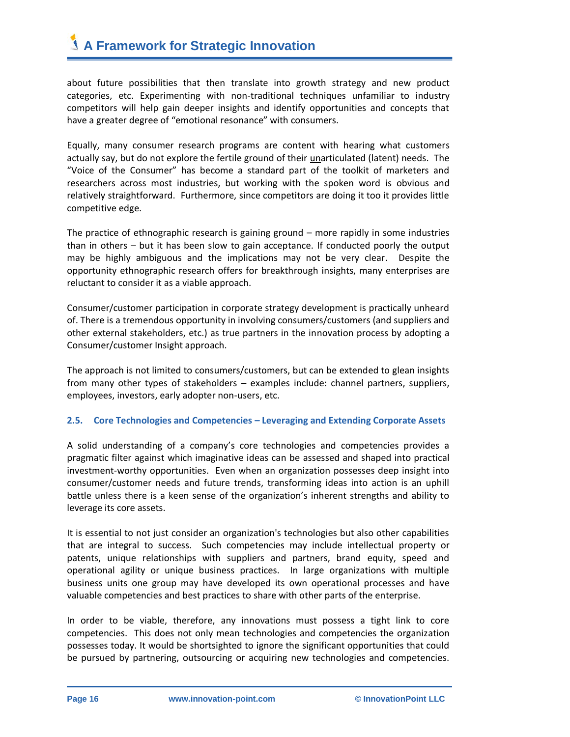about future possibilities that then translate into growth strategy and new product categories, etc. Experimenting with non-traditional techniques unfamiliar to industry competitors will help gain deeper insights and identify opportunities and concepts that have a greater degree of "emotional resonance" with consumers.

Equally, many consumer research programs are content with hearing what customers actually say, but do not explore the fertile ground of their <u>un</u>articulated (latent) needs. The "Voice of the Consumer" has become a standard part of the toolkit of marketers and researchers across most industries, but working with the spoken word is obvious and relatively straightforward. Furthermore, since competitors are doing it too it provides little competitive edge.

The practice of ethnographic research is gaining ground – more rapidly in some industries than in others – but it has been slow to gain acceptance. If conducted poorly the output may be highly ambiguous and the implications may not be very clear. Despite the opportunity ethnographic research offers for breakthrough insights, many enterprises are reluctant to consider it as a viable approach.

Consumer/customer participation in corporate strategy development is practically unheard of. There is a tremendous opportunity in involving consumers/customers (and suppliers and other external stakeholders, etc.) as true partners in the innovation process by adopting a Consumer/customer Insight approach.

The approach is not limited to consumers/customers, but can be extended to glean insights from many other types of stakeholders – examples include: channel partners, suppliers, employees, investors, early adopter non-users, etc.

### 2.5. Core Technologies and Competencies – Leveraging and Extending Corporate Assets

A solid understanding of a company's core technologies and competencies provides a pragmatic filter against which imaginative ideas can be assessed and shaped into practical investment-worthy opportunities. Even when an organization possesses deep insight into consumer/customer needs and future trends, transforming ideas into action is an uphill battle unless there is a keen sense of the organization's inherent strengths and ability to leverage its core assets.

It is essential to not just consider an organization's technologies but also other capabilities that are integral to success. Such competencies may include intellectual property or patents, unique relationships with suppliers and partners, brand equity, speed and operational agility or unique business practices. In large organizations with multiple business units one group may have developed its own operational processes and have valuable competencies and best practices to share with other parts of the enterprise.

In order to be viable, therefore, any innovations must possess a tight link to core competencies. This does not only mean technologies and competencies the organization possesses today. It would be shortsighted to ignore the significant opportunities that could be pursued by partnering, outsourcing or acquiring new technologies and competencies.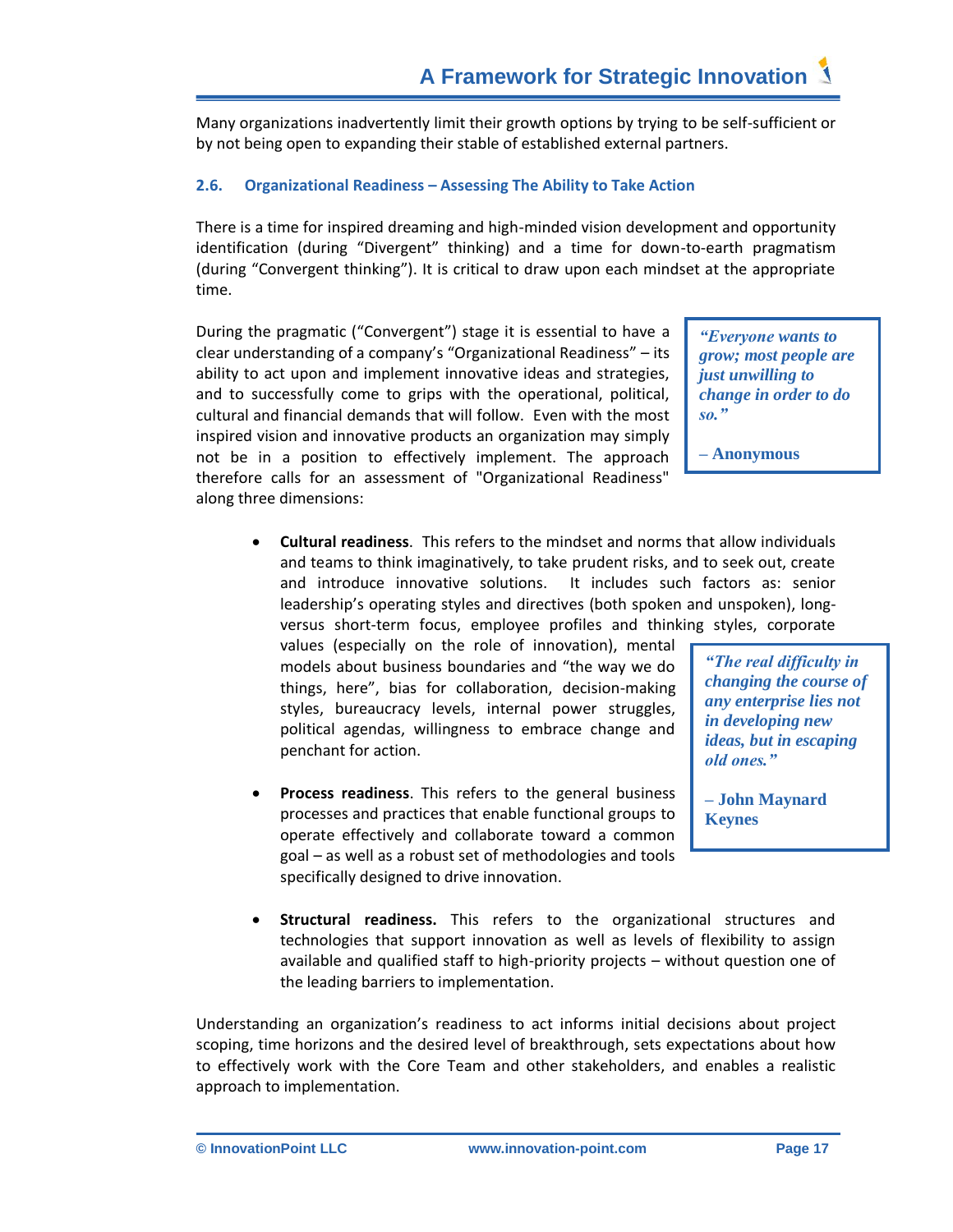Many organizations inadvertently limit their growth options by trying to be self-sufficient or by not being open to expanding their stable of established external partners.

### 2.6. Organizational Readiness – Assessing The Ability to Take Action

There is a time for inspired dreaming and high-minded vision development and opportunity identification (during "Divergent" thinking) and a time for down-to-earth pragmatism (during "Convergent thinking"). It is critical to draw upon each mindset at the appropriate time.

During the pragmatic ("Convergent") stage it is essential to have a clear understanding of a company's "Organizational Readiness" – its ability to act upon and implement innovative ideas and strategies, and to successfully come to grips with the operational, political, cultural and financial demands that will follow. Even with the most inspired vision and innovative products an organization may simply not be in a position to effectively implement. The approach therefore calls for an assessment of "Organizational Readiness" along three dimensions:

> ***"Everyone wants to grow; most people are just unwilling to change in order to do so."***
>
> **– Anonymous**

- **Cultural readiness**. This refers to the mindset and norms that allow individuals and teams to think imaginatively, to take prudent risks, and to seek out, create and introduce innovative solutions. It includes such factors as: senior leadership's operating styles and directives (both spoken and unspoken), long- versus short-term focus, employee profiles and thinking styles, corporate values (especially on the role of innovation), mental models about business boundaries and "the way we do things, here", bias for collaboration, decision-making styles, bureaucracy levels, internal power struggles, political agendas, willingness to embrace change and penchant for action.

- **Process readiness**. This refers to the general business processes and practices that enable functional groups to operate effectively and collaborate toward a common goal – as well as a robust set of methodologies and tools specifically designed to drive innovation.

> ***"The real difficulty in changing the course of any enterprise lies not in developing new ideas, but in escaping old ones."***
>
> **– John Maynard Keynes**

- **Structural readiness.** This refers to the organizational structures and technologies that support innovation as well as levels of flexibility to assign available and qualified staff to high-priority projects – without question one of the leading barriers to implementation.

Understanding an organization's readiness to act informs initial decisions about project scoping, time horizons and the desired level of breakthrough, sets expectations about how to effectively work with the Core Team and other stakeholders, and enables a realistic approach to implementation.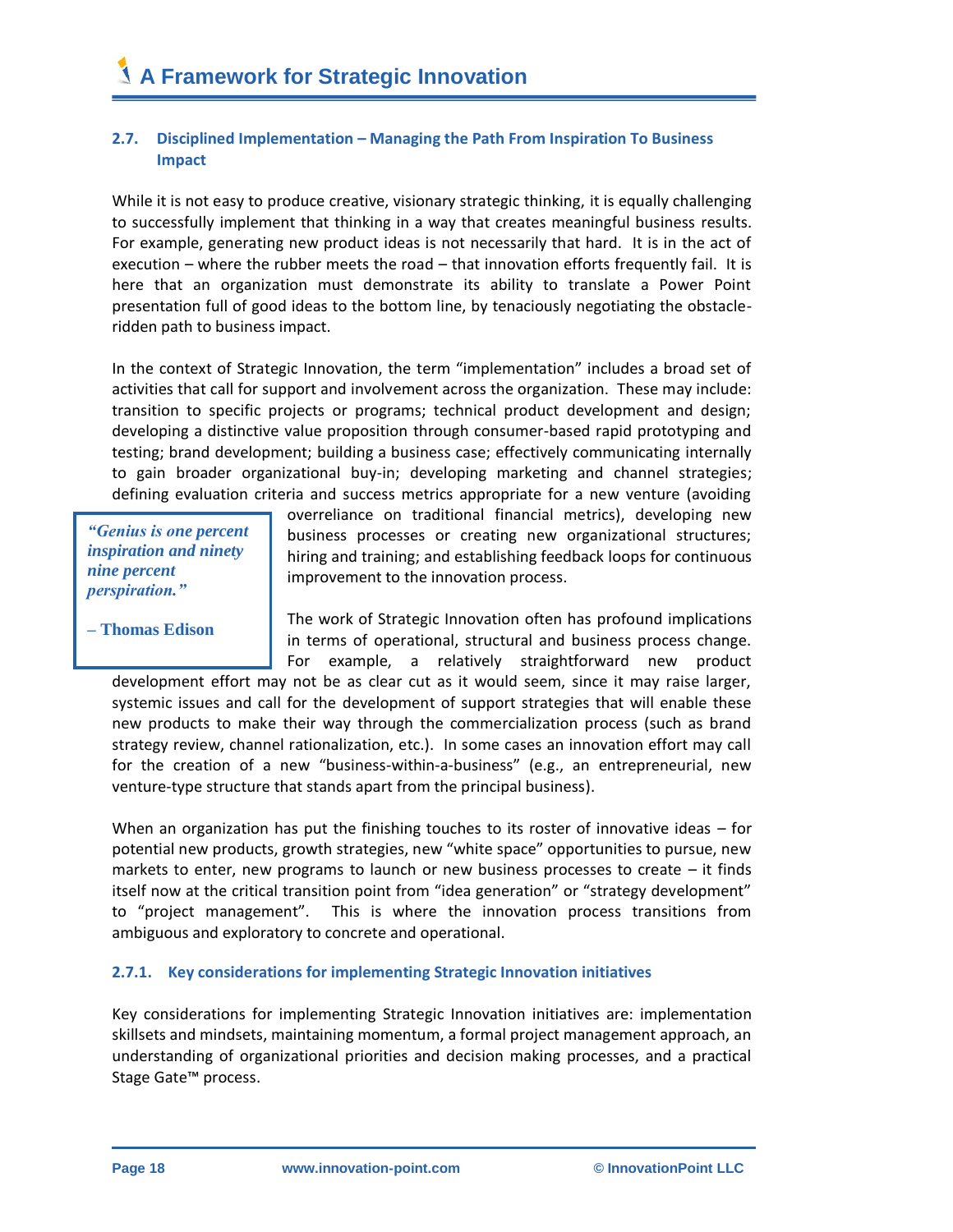## 2.7. Disciplined Implementation – Managing the Path From Inspiration To Business Impact

While it is not easy to produce creative, visionary strategic thinking, it is equally challenging to successfully implement that thinking in a way that creates meaningful business results. For example, generating new product ideas is not necessarily that hard. It is in the act of execution – where the rubber meets the road – that innovation efforts frequently fail. It is here that an organization must demonstrate its ability to translate a Power Point presentation full of good ideas to the bottom line, by tenaciously negotiating the obstacle-ridden path to business impact.

In the context of Strategic Innovation, the term "implementation" includes a broad set of activities that call for support and involvement across the organization. These may include: transition to specific projects or programs; technical product development and design; developing a distinctive value proposition through consumer-based rapid prototyping and testing; brand development; building a business case; effectively communicating internally to gain broader organizational buy-in; developing marketing and channel strategies; defining evaluation criteria and success metrics appropriate for a new venture (avoiding overreliance on traditional financial metrics), developing new business processes or creating new organizational structures; hiring and training; and establishing feedback loops for continuous improvement to the innovation process.

> ***"Genius is one percent inspiration and ninety nine percent perspiration."***
>
> **– Thomas Edison**

The work of Strategic Innovation often has profound implications in terms of operational, structural and business process change. For example, a relatively straightforward new product development effort may not be as clear cut as it would seem, since it may raise larger, systemic issues and call for the development of support strategies that will enable these new products to make their way through the commercialization process (such as brand strategy review, channel rationalization, etc.). In some cases an innovation effort may call for the creation of a new "business-within-a-business" (e.g., an entrepreneurial, new venture-type structure that stands apart from the principal business).

When an organization has put the finishing touches to its roster of innovative ideas – for potential new products, growth strategies, new "white space" opportunities to pursue, new markets to enter, new programs to launch or new business processes to create – it finds itself now at the critical transition point from "idea generation" or "strategy development" to "project management". This is where the innovation process transitions from ambiguous and exploratory to concrete and operational.

### 2.7.1. Key considerations for implementing Strategic Innovation initiatives

Key considerations for implementing Strategic Innovation initiatives are: implementation skillsets and mindsets, maintaining momentum, a formal project management approach, an understanding of organizational priorities and decision making processes, and a practical Stage Gate™ process.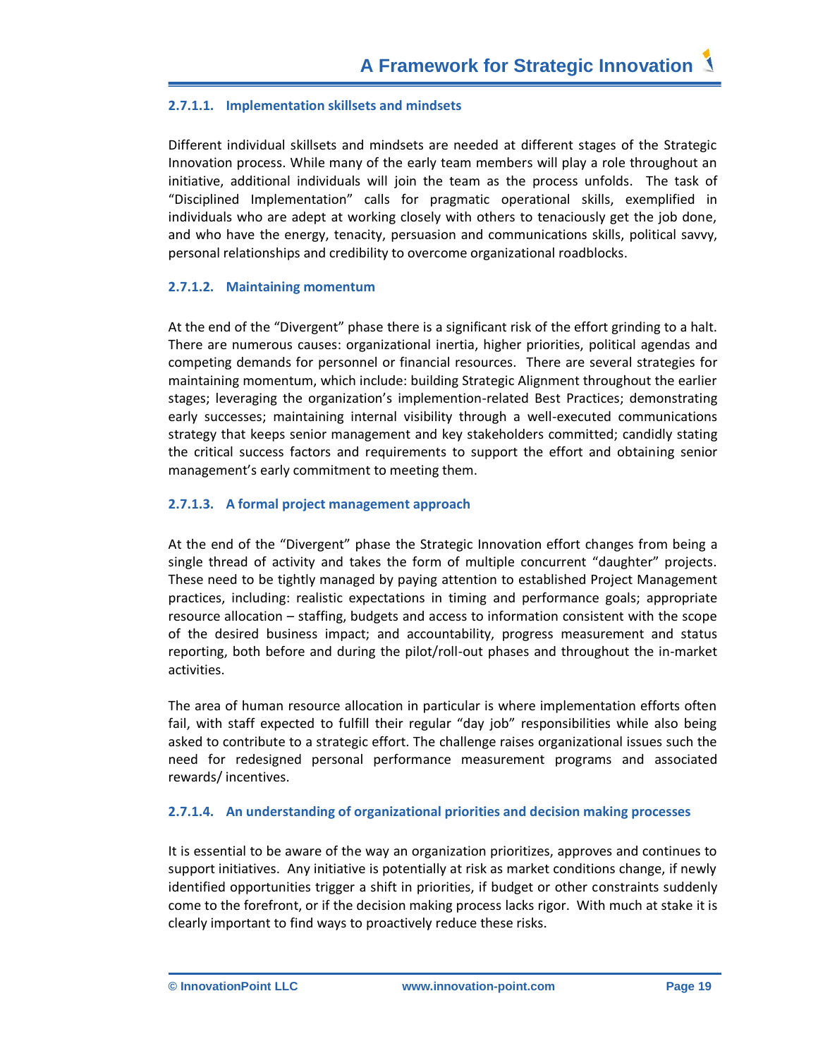#### 2.7.1.1. Implementation skillsets and mindsets

Different individual skillsets and mindsets are needed at different stages of the Strategic Innovation process. While many of the early team members will play a role throughout an initiative, additional individuals will join the team as the process unfolds. The task of "Disciplined Implementation" calls for pragmatic operational skills, exemplified in individuals who are adept at working closely with others to tenaciously get the job done, and who have the energy, tenacity, persuasion and communications skills, political savvy, personal relationships and credibility to overcome organizational roadblocks.

#### 2.7.1.2. Maintaining momentum

At the end of the "Divergent" phase there is a significant risk of the effort grinding to a halt. There are numerous causes: organizational inertia, higher priorities, political agendas and competing demands for personnel or financial resources. There are several strategies for maintaining momentum, which include: building Strategic Alignment throughout the earlier stages; leveraging the organization's implemention-related Best Practices; demonstrating early successes; maintaining internal visibility through a well-executed communications strategy that keeps senior management and key stakeholders committed; candidly stating the critical success factors and requirements to support the effort and obtaining senior management's early commitment to meeting them.

#### 2.7.1.3. A formal project management approach

At the end of the "Divergent" phase the Strategic Innovation effort changes from being a single thread of activity and takes the form of multiple concurrent "daughter" projects. These need to be tightly managed by paying attention to established Project Management practices, including: realistic expectations in timing and performance goals; appropriate resource allocation – staffing, budgets and access to information consistent with the scope of the desired business impact; and accountability, progress measurement and status reporting, both before and during the pilot/roll-out phases and throughout the in-market activities.

The area of human resource allocation in particular is where implementation efforts often fail, with staff expected to fulfill their regular "day job" responsibilities while also being asked to contribute to a strategic effort. The challenge raises organizational issues such the need for redesigned personal performance measurement programs and associated rewards/ incentives.

#### 2.7.1.4. An understanding of organizational priorities and decision making processes

It is essential to be aware of the way an organization prioritizes, approves and continues to support initiatives. Any initiative is potentially at risk as market conditions change, if newly identified opportunities trigger a shift in priorities, if budget or other constraints suddenly come to the forefront, or if the decision making process lacks rigor. With much at stake it is clearly important to find ways to proactively reduce these risks.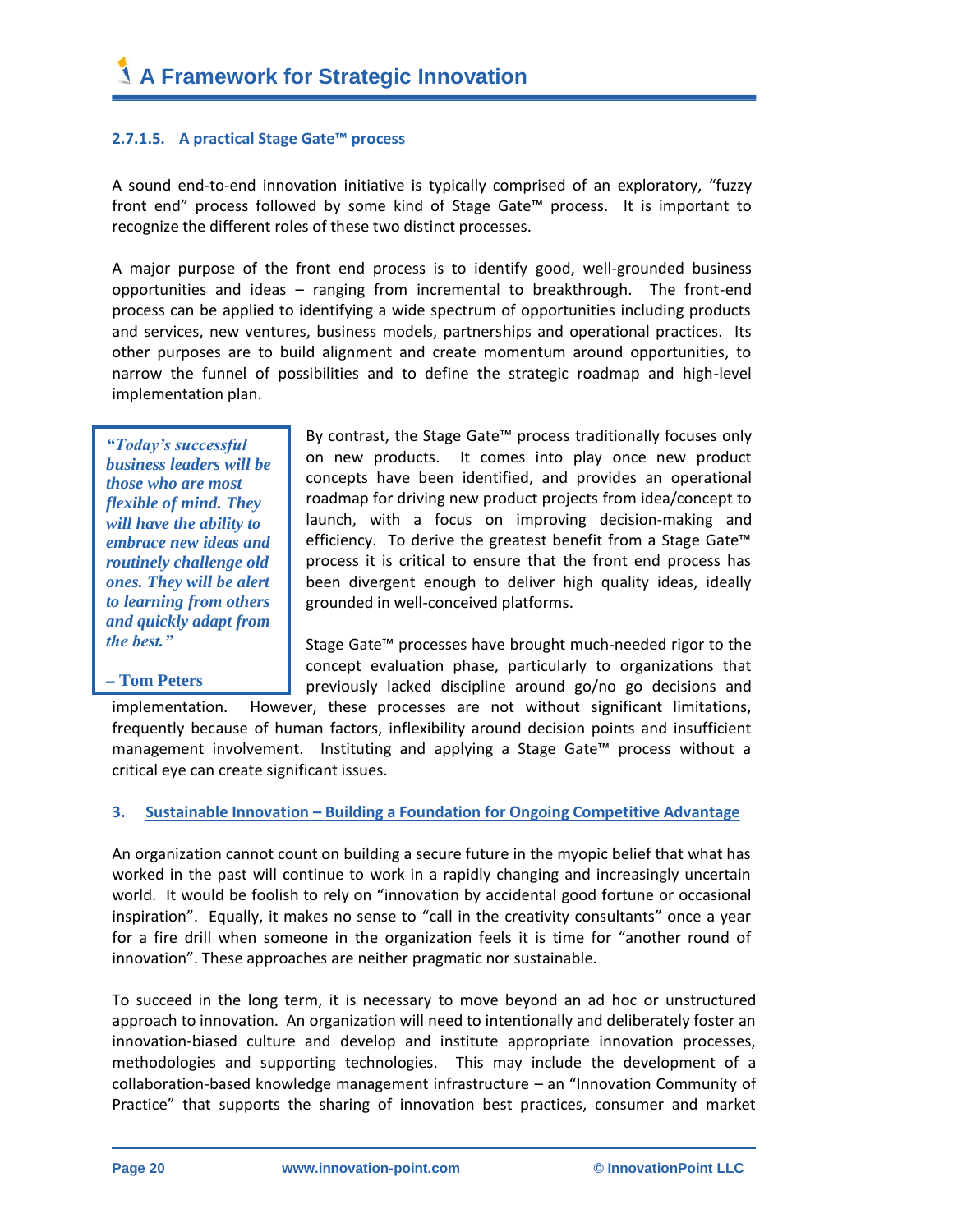#### 2.7.1.5. A practical Stage Gate™ process

A sound end-to-end innovation initiative is typically comprised of an exploratory, "fuzzy front end" process followed by some kind of Stage Gate™ process. It is important to recognize the different roles of these two distinct processes.

A major purpose of the front end process is to identify good, well-grounded business opportunities and ideas – ranging from incremental to breakthrough. The front-end process can be applied to identifying a wide spectrum of opportunities including products and services, new ventures, business models, partnerships and operational practices. Its other purposes are to build alignment and create momentum around opportunities, to narrow the funnel of possibilities and to define the strategic roadmap and high-level implementation plan.

> ***"Today's successful business leaders will be those who are most flexible of mind. They will have the ability to embrace new ideas and routinely challenge old ones. They will be alert to learning from others and quickly adapt from the best."***
>
> **– Tom Peters**

By contrast, the Stage Gate™ process traditionally focuses only on new products. It comes into play once new product concepts have been identified, and provides an operational roadmap for driving new product projects from idea/concept to launch, with a focus on improving decision-making and efficiency. To derive the greatest benefit from a Stage Gate™ process it is critical to ensure that the front end process has been divergent enough to deliver high quality ideas, ideally grounded in well-conceived platforms.

Stage Gate™ processes have brought much-needed rigor to the concept evaluation phase, particularly to organizations that previously lacked discipline around go/no go decisions and implementation. However, these processes are not without significant limitations, frequently because of human factors, inflexibility around decision points and insufficient management involvement. Instituting and applying a Stage Gate™ process without a critical eye can create significant issues.

## 3. Sustainable Innovation – Building a Foundation for Ongoing Competitive Advantage

An organization cannot count on building a secure future in the myopic belief that what has worked in the past will continue to work in a rapidly changing and increasingly uncertain world. It would be foolish to rely on "innovation by accidental good fortune or occasional inspiration". Equally, it makes no sense to "call in the creativity consultants" once a year for a fire drill when someone in the organization feels it is time for "another round of innovation". These approaches are neither pragmatic nor sustainable.

To succeed in the long term, it is necessary to move beyond an ad hoc or unstructured approach to innovation. An organization will need to intentionally and deliberately foster an innovation-biased culture and develop and institute appropriate innovation processes, methodologies and supporting technologies. This may include the development of a collaboration-based knowledge management infrastructure – an "Innovation Community of Practice" that supports the sharing of innovation best practices, consumer and market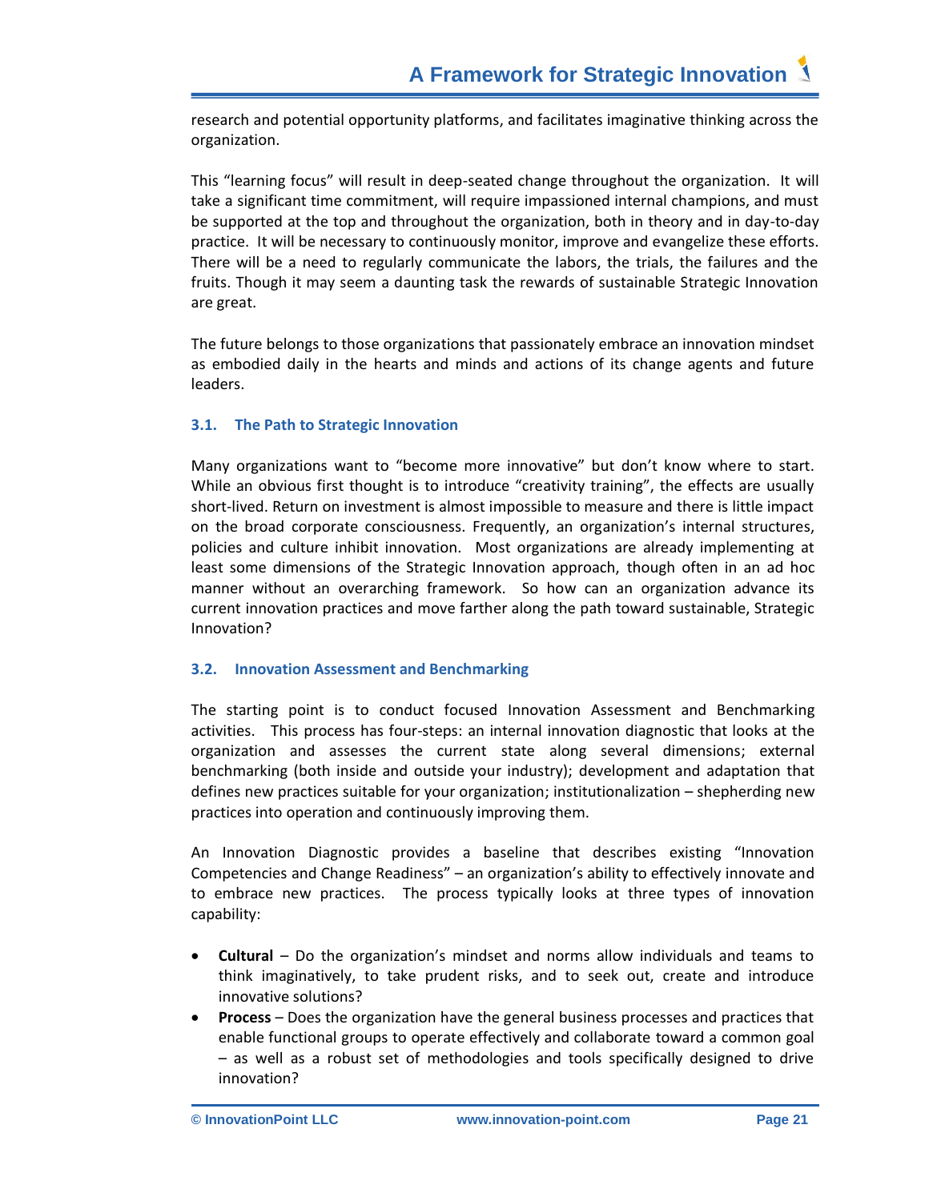research and potential opportunity platforms, and facilitates imaginative thinking across the organization.

This "learning focus" will result in deep-seated change throughout the organization. It will take a significant time commitment, will require impassioned internal champions, and must be supported at the top and throughout the organization, both in theory and in day-to-day practice. It will be necessary to continuously monitor, improve and evangelize these efforts. There will be a need to regularly communicate the labors, the trials, the failures and the fruits. Though it may seem a daunting task the rewards of sustainable Strategic Innovation are great.

The future belongs to those organizations that passionately embrace an innovation mindset as embodied daily in the hearts and minds and actions of its change agents and future leaders.

### 3.1. The Path to Strategic Innovation

Many organizations want to "become more innovative" but don't know where to start. While an obvious first thought is to introduce "creativity training", the effects are usually short-lived. Return on investment is almost impossible to measure and there is little impact on the broad corporate consciousness. Frequently, an organization's internal structures, policies and culture inhibit innovation. Most organizations are already implementing at least some dimensions of the Strategic Innovation approach, though often in an ad hoc manner without an overarching framework. So how can an organization advance its current innovation practices and move farther along the path toward sustainable, Strategic Innovation?

### 3.2. Innovation Assessment and Benchmarking

The starting point is to conduct focused Innovation Assessment and Benchmarking activities. This process has four-steps: an internal innovation diagnostic that looks at the organization and assesses the current state along several dimensions; external benchmarking (both inside and outside your industry); development and adaptation that defines new practices suitable for your organization; institutionalization – shepherding new practices into operation and continuously improving them.

An Innovation Diagnostic provides a baseline that describes existing "Innovation Competencies and Change Readiness" – an organization's ability to effectively innovate and to embrace new practices. The process typically looks at three types of innovation capability:

- **Cultural** – Do the organization's mindset and norms allow individuals and teams to think imaginatively, to take prudent risks, and to seek out, create and introduce innovative solutions?
- **Process** – Does the organization have the general business processes and practices that enable functional groups to operate effectively and collaborate toward a common goal – as well as a robust set of methodologies and tools specifically designed to drive innovation?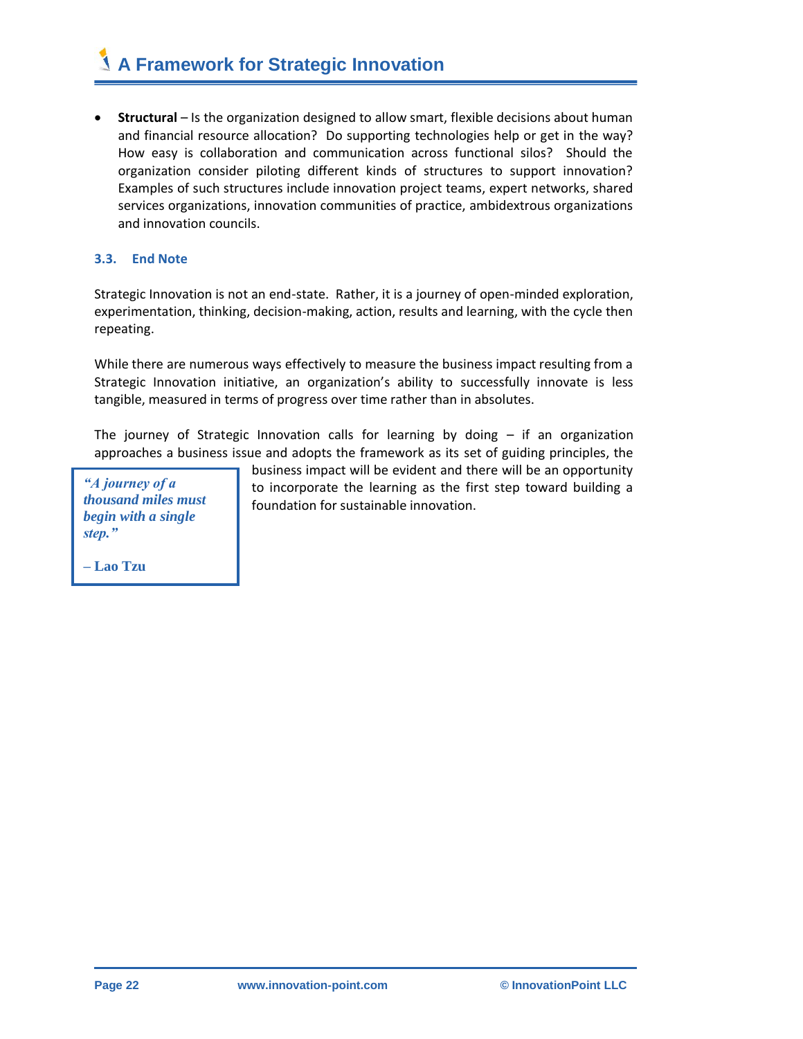- **Structural** – Is the organization designed to allow smart, flexible decisions about human and financial resource allocation? Do supporting technologies help or get in the way? How easy is collaboration and communication across functional silos? Should the organization consider piloting different kinds of structures to support innovation? Examples of such structures include innovation project teams, expert networks, shared services organizations, innovation communities of practice, ambidextrous organizations and innovation councils.

### 3.3. End Note

Strategic Innovation is not an end-state. Rather, it is a journey of open-minded exploration, experimentation, thinking, decision-making, action, results and learning, with the cycle then repeating.

While there are numerous ways effectively to measure the business impact resulting from a Strategic Innovation initiative, an organization's ability to successfully innovate is less tangible, measured in terms of progress over time rather than in absolutes.

The journey of Strategic Innovation calls for learning by doing – if an organization approaches a business issue and adopts the framework as its set of guiding principles, the business impact will be evident and there will be an opportunity to incorporate the learning as the first step toward building a foundation for sustainable innovation.

> ***"A journey of a thousand miles must begin with a single step."***
>
> **– Lao Tzu**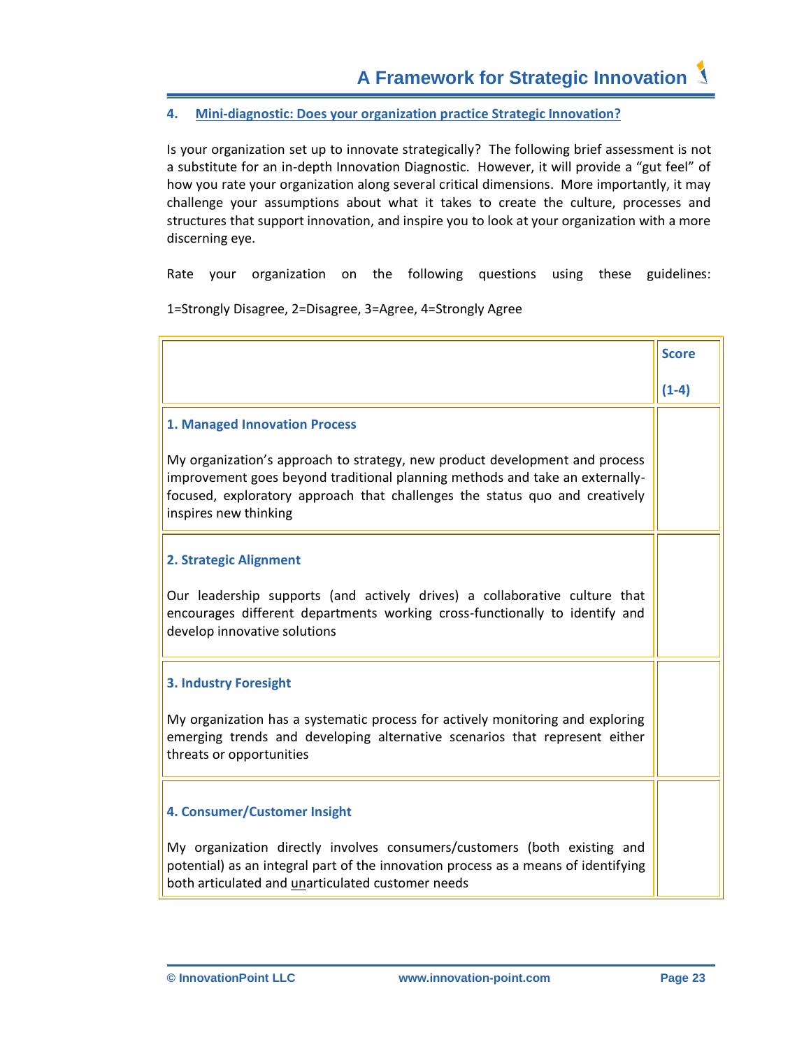## 4. Mini-diagnostic: Does your organization practice Strategic Innovation?

Is your organization set up to innovate strategically? The following brief assessment is not a substitute for an in-depth Innovation Diagnostic. However, it will provide a "gut feel" of how you rate your organization along several critical dimensions. More importantly, it may challenge your assumptions about what it takes to create the culture, processes and structures that support innovation, and inspire you to look at your organization with a more discerning eye.

Rate your organization on the following questions using these guidelines:

1=Strongly Disagree, 2=Disagree, 3=Agree, 4=Strongly Agree

| | **Score (1-4)** |
|---|---|
| **1. Managed Innovation Process**<br><br>My organization's approach to strategy, new product development and process improvement goes beyond traditional planning methods and take an externally-focused, exploratory approach that challenges the status quo and creatively inspires new thinking | |
| **2. Strategic Alignment**<br><br>Our leadership supports (and actively drives) a collaborative culture that encourages different departments working cross-functionally to identify and develop innovative solutions | |
| **3. Industry Foresight**<br><br>My organization has a systematic process for actively monitoring and exploring emerging trends and developing alternative scenarios that represent either threats or opportunities | |
| **4. Consumer/Customer Insight**<br><br>My organization directly involves consumers/customers (both existing and potential) as an integral part of the innovation process as a means of identifying both articulated and unarticulated customer needs | |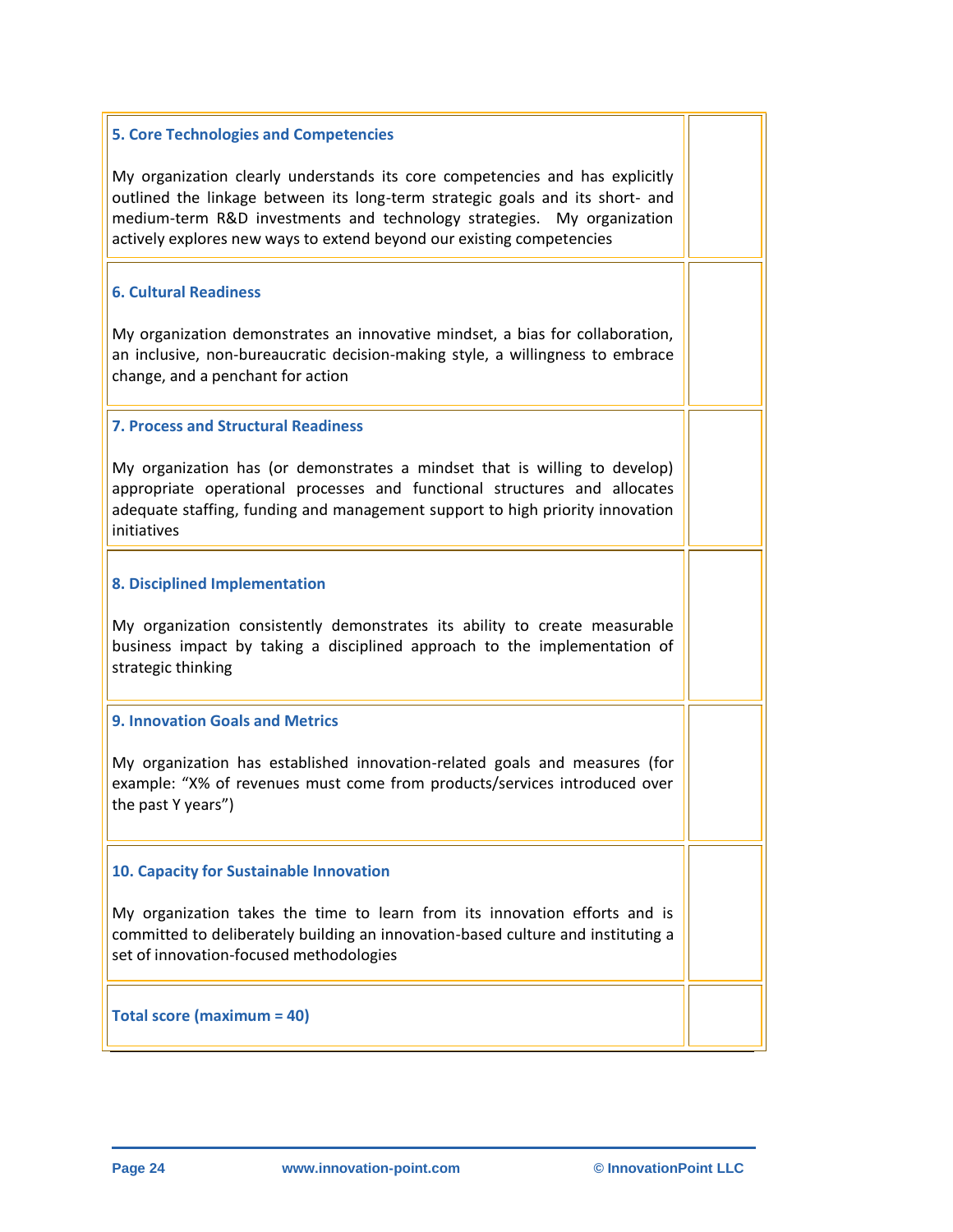| | |
|---|---|
| **5. Core Technologies and Competencies**<br><br>My organization clearly understands its core competencies and has explicitly outlined the linkage between its long-term strategic goals and its short- and medium-term R&D investments and technology strategies. My organization actively explores new ways to extend beyond our existing competencies | |
| **6. Cultural Readiness**<br><br>My organization demonstrates an innovative mindset, a bias for collaboration, an inclusive, non-bureaucratic decision-making style, a willingness to embrace change, and a penchant for action | |
| **7. Process and Structural Readiness**<br><br>My organization has (or demonstrates a mindset that is willing to develop) appropriate operational processes and functional structures and allocates adequate staffing, funding and management support to high priority innovation initiatives | |
| **8. Disciplined Implementation**<br><br>My organization consistently demonstrates its ability to create measurable business impact by taking a disciplined approach to the implementation of strategic thinking | |
| **9. Innovation Goals and Metrics**<br><br>My organization has established innovation-related goals and measures (for example: "X% of revenues must come from products/services introduced over the past Y years") | |
| **10. Capacity for Sustainable Innovation**<br><br>My organization takes the time to learn from its innovation efforts and is committed to deliberately building an innovation-based culture and instituting a set of innovation-focused methodologies | |
| **Total score (maximum = 40)** | |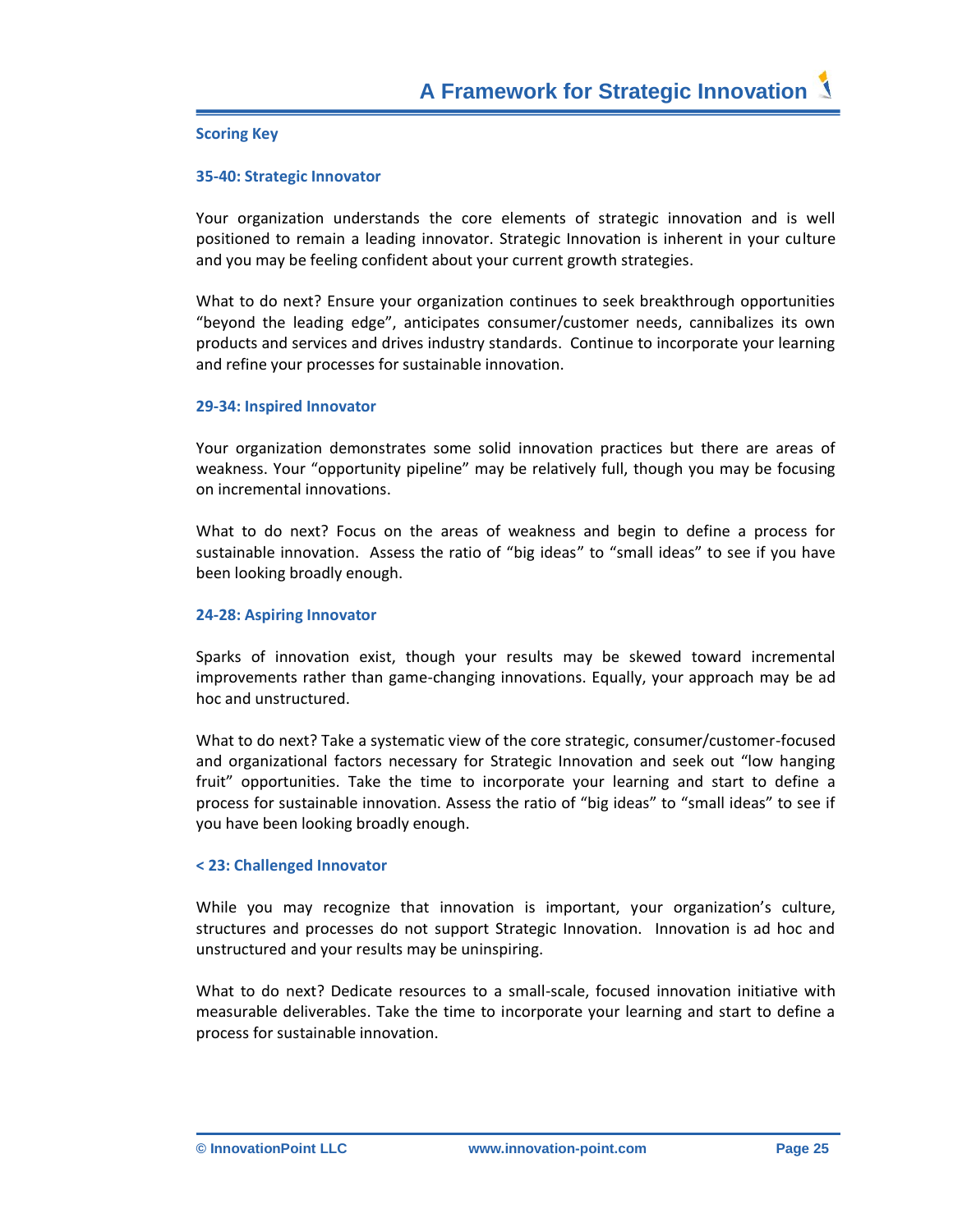## Scoring Key

### 35-40: Strategic Innovator

Your organization understands the core elements of strategic innovation and is well positioned to remain a leading innovator. Strategic Innovation is inherent in your culture and you may be feeling confident about your current growth strategies.

What to do next? Ensure your organization continues to seek breakthrough opportunities "beyond the leading edge", anticipates consumer/customer needs, cannibalizes its own products and services and drives industry standards. Continue to incorporate your learning and refine your processes for sustainable innovation.

### 29-34: Inspired Innovator

Your organization demonstrates some solid innovation practices but there are areas of weakness. Your "opportunity pipeline" may be relatively full, though you may be focusing on incremental innovations.

What to do next? Focus on the areas of weakness and begin to define a process for sustainable innovation. Assess the ratio of "big ideas" to "small ideas" to see if you have been looking broadly enough.

### 24-28: Aspiring Innovator

Sparks of innovation exist, though your results may be skewed toward incremental improvements rather than game-changing innovations. Equally, your approach may be ad hoc and unstructured.

What to do next? Take a systematic view of the core strategic, consumer/customer-focused and organizational factors necessary for Strategic Innovation and seek out "low hanging fruit" opportunities. Take the time to incorporate your learning and start to define a process for sustainable innovation. Assess the ratio of "big ideas" to "small ideas" to see if you have been looking broadly enough.

### < 23: Challenged Innovator

While you may recognize that innovation is important, your organization's culture, structures and processes do not support Strategic Innovation. Innovation is ad hoc and unstructured and your results may be uninspiring.

What to do next? Dedicate resources to a small-scale, focused innovation initiative with measurable deliverables. Take the time to incorporate your learning and start to define a process for sustainable innovation.